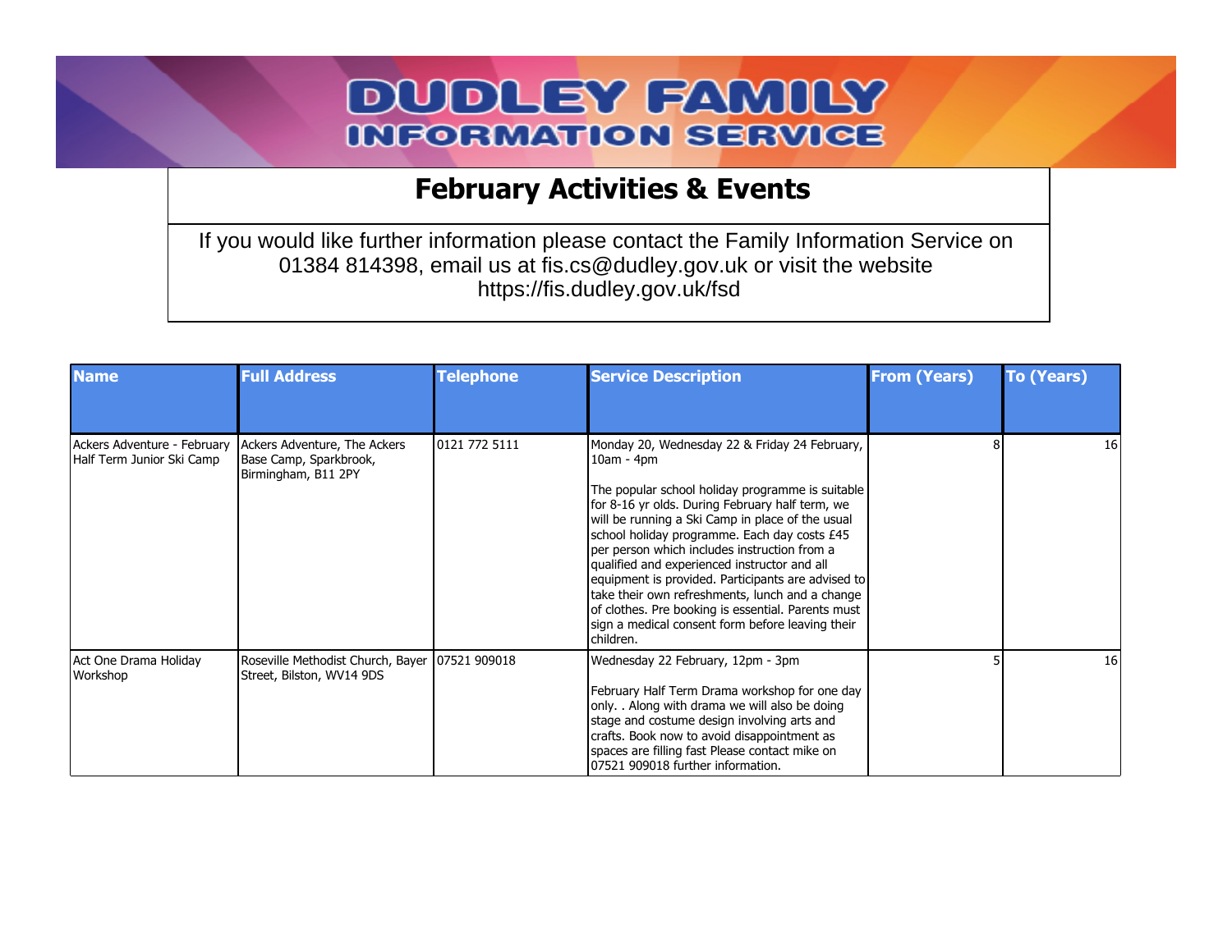# DUDLEY FAMILY INFORMATION SERVICE

## February Activities & Events

If you would like further information please contact the Family Information Service on 01384 814398, email us at fis.cs@dudley.gov.uk or visit the website https://fis.dudley.gov.uk/fsd

| Name | Full Address | Telephone | Service Description | From (Years) | To (Years) |
|---|---|---|---|---|---|
| Ackers Adventure - February Half Term Junior Ski Camp | Ackers Adventure, The Ackers Base Camp, Sparkbrook, Birmingham, B11 2PY | 0121 772 5111 | Monday 20, Wednesday 22 & Friday 24 February, 10am - 4pm<br><br>The popular school holiday programme is suitable for 8-16 yr olds. During February half term, we will be running a Ski Camp in place of the usual school holiday programme. Each day costs £45 per person which includes instruction from a qualified and experienced instructor and all equipment is provided. Participants are advised to take their own refreshments, lunch and a change of clothes. Pre booking is essential. Parents must sign a medical consent form before leaving their children. | 8 | 16 |
| Act One Drama Holiday Workshop | Roseville Methodist Church, Bayer Street, Bilston, WV14 9DS | 07521 909018 | Wednesday 22 February, 12pm - 3pm<br><br>February Half Term Drama workshop for one day only. . Along with drama we will also be doing stage and costume design involving arts and crafts. Book now to avoid disappointment as spaces are filling fast Please contact mike on 07521 909018 further information. | 5 | 16 |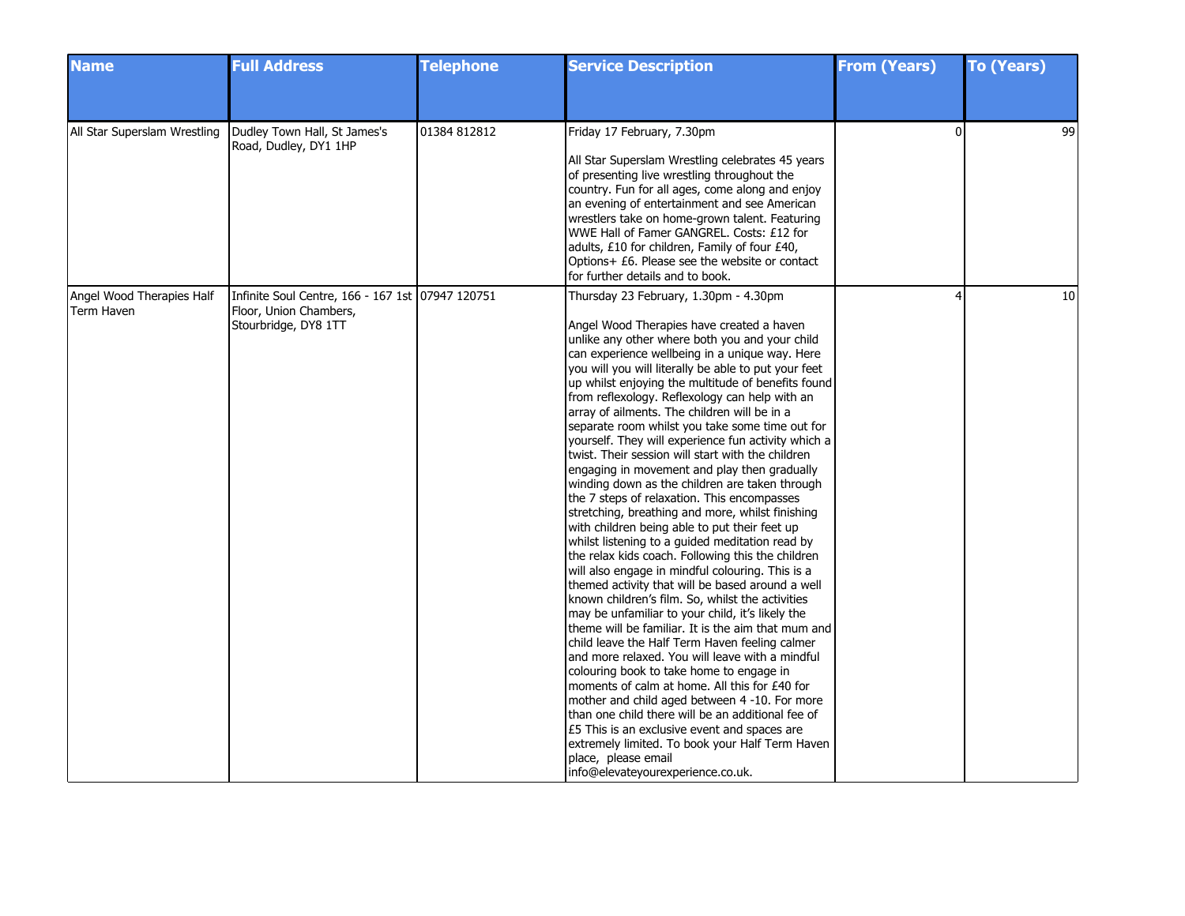| Name | Full Address | Telephone | Service Description | From (Years) | To (Years) |
|---|---|---|---|---|---|
| All Star Superslam Wrestling | Dudley Town Hall, St James's Road, Dudley, DY1 1HP | 01384 812812 | Friday 17 February, 7.30pm<br><br>All Star Superslam Wrestling celebrates 45 years of presenting live wrestling throughout the country. Fun for all ages, come along and enjoy an evening of entertainment and see American wrestlers take on home-grown talent. Featuring WWE Hall of Famer GANGREL. Costs: £12 for adults, £10 for children, Family of four £40, Options+ £6. Please see the website or contact for further details and to book. | 0 | 99 |
| Angel Wood Therapies Half Term Haven | Infinite Soul Centre, 166 - 167 1st Floor, Union Chambers, Stourbridge, DY8 1TT | 07947 120751 | Thursday 23 February, 1.30pm - 4.30pm<br><br>Angel Wood Therapies have created a haven unlike any other where both you and your child can experience wellbeing in a unique way. Here you will you will literally be able to put your feet up whilst enjoying the multitude of benefits found from reflexology. Reflexology can help with an array of ailments. The children will be in a separate room whilst you take some time out for yourself. They will experience fun activity which a twist. Their session will start with the children engaging in movement and play then gradually winding down as the children are taken through the 7 steps of relaxation. This encompasses stretching, breathing and more, whilst finishing with children being able to put their feet up whilst listening to a guided meditation read by the relax kids coach. Following this the children will also engage in mindful colouring. This is a themed activity that will be based around a well known children's film. So, whilst the activities may be unfamiliar to your child, it's likely the theme will be familiar. It is the aim that mum and child leave the Half Term Haven feeling calmer and more relaxed. You will leave with a mindful colouring book to take home to engage in moments of calm at home. All this for £40 for mother and child aged between 4 -10. For more than one child there will be an additional fee of £5 This is an exclusive event and spaces are extremely limited. To book your Half Term Haven place, please email info@elevateyourexperience.co.uk. | 4 | 10 |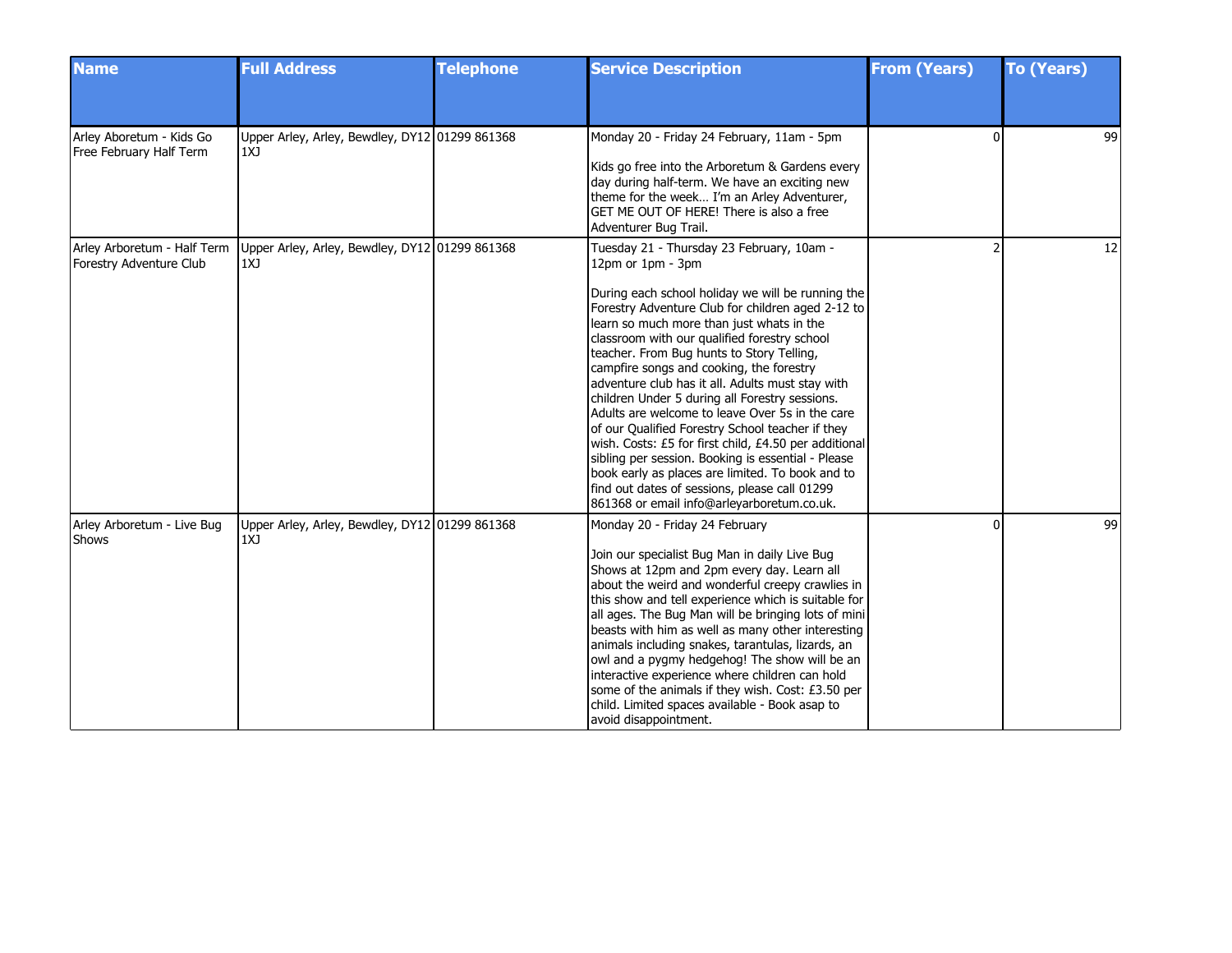| Name | Full Address | Telephone | Service Description | From (Years) | To (Years) |
|---|---|---|---|---|---|
| Arley Aboretum - Kids Go Free February Half Term | Upper Arley, Arley, Bewdley, DY12 1XJ | 01299 861368 | Monday 20 - Friday 24 February, 11am - 5pm<br><br>Kids go free into the Arboretum & Gardens every day during half-term. We have an exciting new theme for the week… I'm an Arley Adventurer, GET ME OUT OF HERE! There is also a free Adventurer Bug Trail. | 0 | 99 |
| Arley Arboretum - Half Term Forestry Adventure Club | Upper Arley, Arley, Bewdley, DY12 1XJ | 01299 861368 | Tuesday 21 - Thursday 23 February, 10am - 12pm or 1pm - 3pm<br><br>During each school holiday we will be running the Forestry Adventure Club for children aged 2-12 to learn so much more than just whats in the classroom with our qualified forestry school teacher. From Bug hunts to Story Telling, campfire songs and cooking, the forestry adventure club has it all. Adults must stay with children Under 5 during all Forestry sessions. Adults are welcome to leave Over 5s in the care of our Qualified Forestry School teacher if they wish. Costs: £5 for first child, £4.50 per additional sibling per session. Booking is essential - Please book early as places are limited. To book and to find out dates of sessions, please call 01299 861368 or email info@arleyarboretum.co.uk. | 2 | 12 |
| Arley Arboretum - Live Bug Shows | Upper Arley, Arley, Bewdley, DY12 1XJ | 01299 861368 | Monday 20 - Friday 24 February<br><br>Join our specialist Bug Man in daily Live Bug Shows at 12pm and 2pm every day. Learn all about the weird and wonderful creepy crawlies in this show and tell experience which is suitable for all ages. The Bug Man will be bringing lots of mini beasts with him as well as many other interesting animals including snakes, tarantulas, lizards, an owl and a pygmy hedgehog! The show will be an interactive experience where children can hold some of the animals if they wish. Cost: £3.50 per child. Limited spaces available - Book asap to avoid disappointment. | 0 | 99 |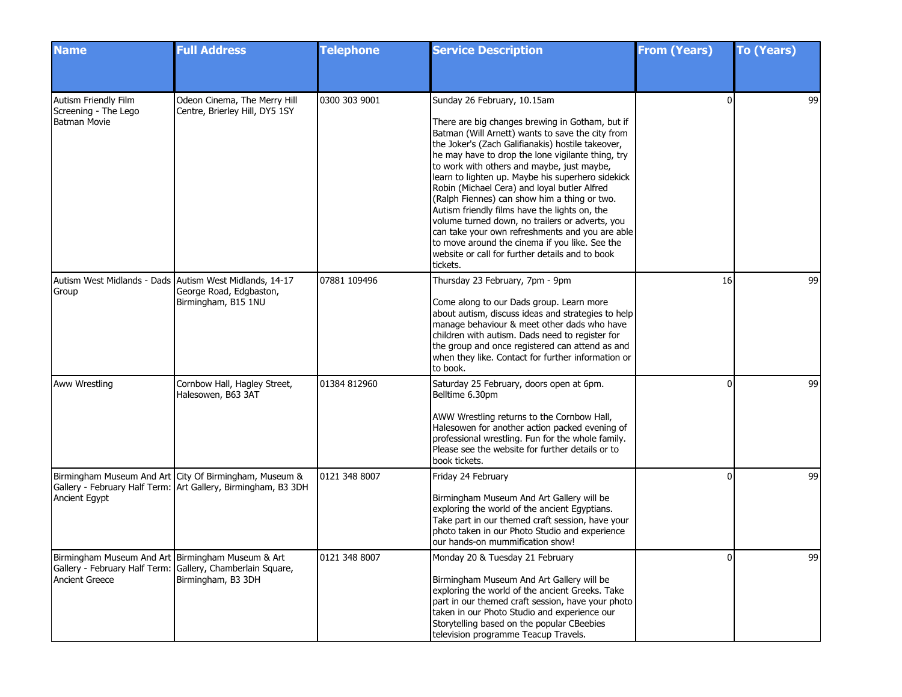| Name | Full Address | Telephone | Service Description | From (Years) | To (Years) |
|---|---|---|---|---|---|
| Autism Friendly Film Screening - The Lego Batman Movie | Odeon Cinema, The Merry Hill Centre, Brierley Hill, DY5 1SY | 0300 303 9001 | Sunday 26 February, 10.15am<br><br>There are big changes brewing in Gotham, but if Batman (Will Arnett) wants to save the city from the Joker's (Zach Galifianakis) hostile takeover, he may have to drop the lone vigilante thing, try to work with others and maybe, just maybe, learn to lighten up. Maybe his superhero sidekick Robin (Michael Cera) and loyal butler Alfred (Ralph Fiennes) can show him a thing or two. Autism friendly films have the lights on, the volume turned down, no trailers or adverts, you can take your own refreshments and you are able to move around the cinema if you like. See the website or call for further details and to book tickets. | 0 | 99 |
| Autism West Midlands - Dads Group | Autism West Midlands, 14-17 George Road, Edgbaston, Birmingham, B15 1NU | 07881 109496 | Thursday 23 February, 7pm - 9pm<br><br>Come along to our Dads group. Learn more about autism, discuss ideas and strategies to help manage behaviour & meet other dads who have children with autism. Dads need to register for the group and once registered can attend as and when they like. Contact for further information or to book. | 16 | 99 |
| Aww Wrestling | Cornbow Hall, Hagley Street, Halesowen, B63 3AT | 01384 812960 | Saturday 25 February, doors open at 6pm. Belltime 6.30pm<br><br>AWW Wrestling returns to the Cornbow Hall, Halesowen for another action packed evening of professional wrestling. Fun for the whole family. Please see the website for further details or to book tickets. | 0 | 99 |
| Birmingham Museum And Art Gallery - February Half Term: Ancient Egypt | City Of Birmingham, Museum & Art Gallery, Birmingham, B3 3DH | 0121 348 8007 | Friday 24 February<br><br>Birmingham Museum And Art Gallery will be exploring the world of the ancient Egyptians. Take part in our themed craft session, have your photo taken in our Photo Studio and experience our hands-on mummification show! | 0 | 99 |
| Birmingham Museum And Art Gallery - February Half Term: Ancient Greece | Birmingham Museum & Art Gallery, Chamberlain Square, Birmingham, B3 3DH | 0121 348 8007 | Monday 20 & Tuesday 21 February<br><br>Birmingham Museum And Art Gallery will be exploring the world of the ancient Greeks. Take part in our themed craft session, have your photo taken in our Photo Studio and experience our Storytelling based on the popular CBeebies television programme Teacup Travels. | 0 | 99 |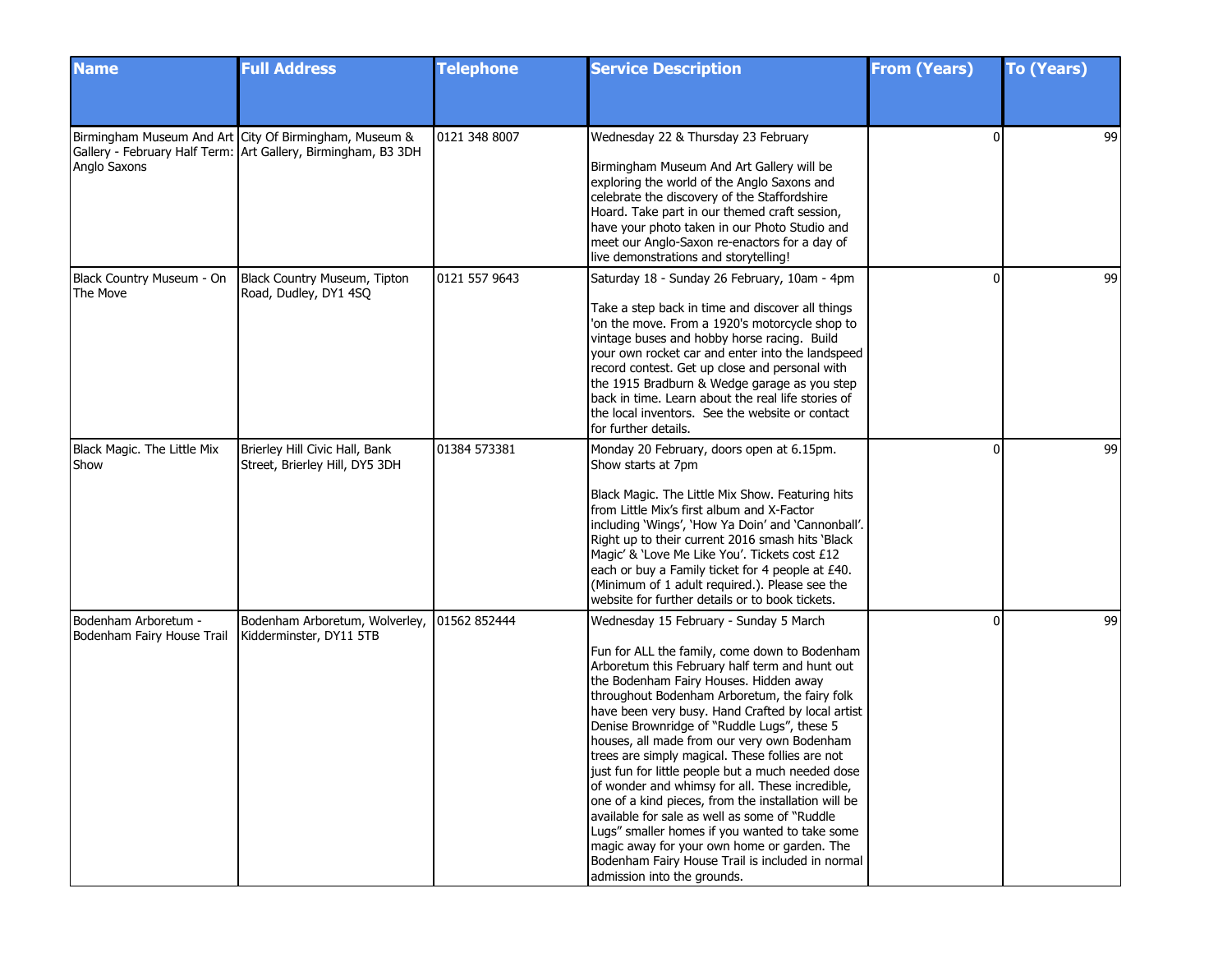| Name | Full Address | Telephone | Service Description | From (Years) | To (Years) |
|---|---|---|---|---|---|
| Birmingham Museum And Art Gallery - February Half Term: Anglo Saxons | City Of Birmingham, Museum & Art Gallery, Birmingham, B3 3DH | 0121 348 8007 | Wednesday 22 & Thursday 23 February<br><br>Birmingham Museum And Art Gallery will be exploring the world of the Anglo Saxons and celebrate the discovery of the Staffordshire Hoard. Take part in our themed craft session, have your photo taken in our Photo Studio and meet our Anglo-Saxon re-enactors for a day of live demonstrations and storytelling! | 0 | 99 |
| Black Country Museum - On The Move | Black Country Museum, Tipton Road, Dudley, DY1 4SQ | 0121 557 9643 | Saturday 18 - Sunday 26 February, 10am - 4pm<br><br>Take a step back in time and discover all things 'on the move. From a 1920's motorcycle shop to vintage buses and hobby horse racing. Build your own rocket car and enter into the landspeed record contest. Get up close and personal with the 1915 Bradburn & Wedge garage as you step back in time. Learn about the real life stories of the local inventors. See the website or contact for further details. | 0 | 99 |
| Black Magic. The Little Mix Show | Brierley Hill Civic Hall, Bank Street, Brierley Hill, DY5 3DH | 01384 573381 | Monday 20 February, doors open at 6.15pm. Show starts at 7pm<br><br>Black Magic. The Little Mix Show. Featuring hits from Little Mix's first album and X-Factor including 'Wings', 'How Ya Doin' and 'Cannonball'. Right up to their current 2016 smash hits 'Black Magic' & 'Love Me Like You'. Tickets cost £12 each or buy a Family ticket for 4 people at £40. (Minimum of 1 adult required.). Please see the website for further details or to book tickets. | 0 | 99 |
| Bodenham Arboretum - Bodenham Fairy House Trail | Bodenham Arboretum, Wolverley, Kidderminster, DY11 5TB | 01562 852444 | Wednesday 15 February - Sunday 5 March<br><br>Fun for ALL the family, come down to Bodenham Arboretum this February half term and hunt out the Bodenham Fairy Houses. Hidden away throughout Bodenham Arboretum, the fairy folk have been very busy. Hand Crafted by local artist Denise Brownridge of "Ruddle Lugs", these 5 houses, all made from our very own Bodenham trees are simply magical. These follies are not just fun for little people but a much needed dose of wonder and whimsy for all. These incredible, one of a kind pieces, from the installation will be available for sale as well as some of "Ruddle Lugs" smaller homes if you wanted to take some magic away for your own home or garden. The Bodenham Fairy House Trail is included in normal admission into the grounds. | 0 | 99 |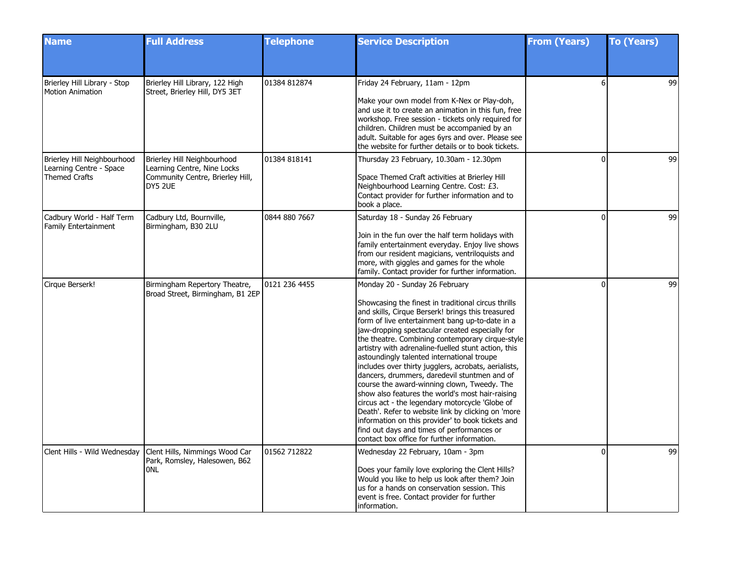| Name | Full Address | Telephone | Service Description | From (Years) | To (Years) |
|---|---|---|---|---|---|
| Brierley Hill Library - Stop Motion Animation | Brierley Hill Library, 122 High Street, Brierley Hill, DY5 3ET | 01384 812874 | Friday 24 February, 11am - 12pm<br><br>Make your own model from K-Nex or Play-doh, and use it to create an animation in this fun, free workshop. Free session - tickets only required for children. Children must be accompanied by an adult. Suitable for ages 6yrs and over. Please see the website for further details or to book tickets. | 6 | 99 |
| Brierley Hill Neighbourhood Learning Centre - Space Themed Crafts | Brierley Hill Neighbourhood Learning Centre, Nine Locks Community Centre, Brierley Hill, DY5 2UE | 01384 818141 | Thursday 23 February, 10.30am - 12.30pm<br><br>Space Themed Craft activities at Brierley Hill Neighbourhood Learning Centre. Cost: £3. Contact provider for further information and to book a place. | 0 | 99 |
| Cadbury World - Half Term Family Entertainment | Cadbury Ltd, Bournville, Birmingham, B30 2LU | 0844 880 7667 | Saturday 18 - Sunday 26 February<br><br>Join in the fun over the half term holidays with family entertainment everyday. Enjoy live shows from our resident magicians, ventriloquists and more, with giggles and games for the whole family. Contact provider for further information. | 0 | 99 |
| Cirque Berserk! | Birmingham Repertory Theatre, Broad Street, Birmingham, B1 2EP | 0121 236 4455 | Monday 20 - Sunday 26 February<br><br>Showcasing the finest in traditional circus thrills and skills, Cirque Berserk! brings this treasured form of live entertainment bang up-to-date in a jaw-dropping spectacular created especially for the theatre. Combining contemporary cirque-style artistry with adrenaline-fuelled stunt action, this astoundingly talented international troupe includes over thirty jugglers, acrobats, aerialists, dancers, drummers, daredevil stuntmen and of course the award-winning clown, Tweedy. The show also features the world's most hair-raising circus act - the legendary motorcycle 'Globe of Death'. Refer to website link by clicking on 'more information on this provider' to book tickets and find out days and times of performances or contact box office for further information. | 0 | 99 |
| Clent Hills - Wild Wednesday | Clent Hills, Nimmings Wood Car Park, Romsley, Halesowen, B62 0NL | 01562 712822 | Wednesday 22 February, 10am - 3pm<br><br>Does your family love exploring the Clent Hills? Would you like to help us look after them? Join us for a hands on conservation session. This event is free. Contact provider for further information. | 0 | 99 |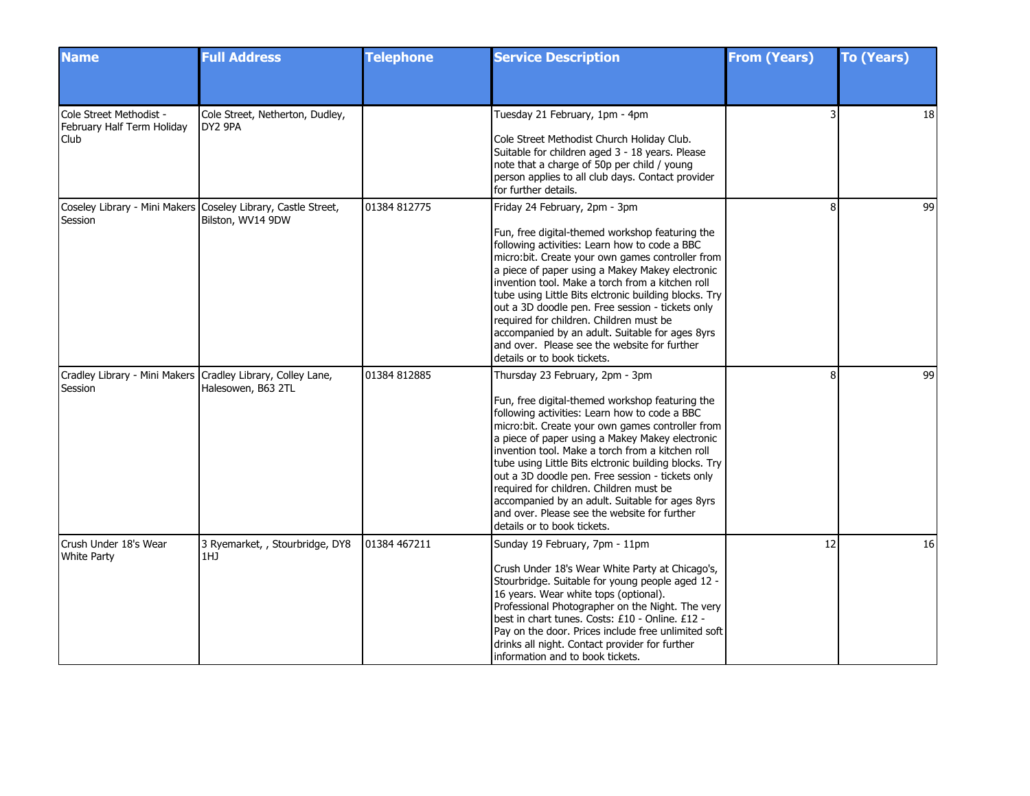| Name | Full Address | Telephone | Service Description | From (Years) | To (Years) |
| --- | --- | --- | --- | --- | --- |
| Cole Street Methodist - February Half Term Holiday Club | Cole Street, Netherton, Dudley, DY2 9PA | | Tuesday 21 February, 1pm - 4pm<br><br>Cole Street Methodist Church Holiday Club. Suitable for children aged 3 - 18 years. Please note that a charge of 50p per child / young person applies to all club days. Contact provider for further details. | 3 | 18 |
| Coseley Library - Mini Makers Session | Coseley Library, Castle Street, Bilston, WV14 9DW | 01384 812775 | Friday 24 February, 2pm - 3pm<br><br>Fun, free digital-themed workshop featuring the following activities: Learn how to code a BBC micro:bit. Create your own games controller from a piece of paper using a Makey Makey electronic invention tool. Make a torch from a kitchen roll tube using Little Bits elctronic building blocks. Try out a 3D doodle pen. Free session - tickets only required for children. Children must be accompanied by an adult. Suitable for ages 8yrs and over. Please see the website for further details or to book tickets. | 8 | 99 |
| Cradley Library - Mini Makers Session | Cradley Library, Colley Lane, Halesowen, B63 2TL | 01384 812885 | Thursday 23 February, 2pm - 3pm<br><br>Fun, free digital-themed workshop featuring the following activities: Learn how to code a BBC micro:bit. Create your own games controller from a piece of paper using a Makey Makey electronic invention tool. Make a torch from a kitchen roll tube using Little Bits elctronic building blocks. Try out a 3D doodle pen. Free session - tickets only required for children. Children must be accompanied by an adult. Suitable for ages 8yrs and over. Please see the website for further details or to book tickets. | 8 | 99 |
| Crush Under 18's Wear White Party | 3 Ryemarket, , Stourbridge, DY8 1HJ | 01384 467211 | Sunday 19 February, 7pm - 11pm<br><br>Crush Under 18's Wear White Party at Chicago's, Stourbridge. Suitable for young people aged 12 - 16 years. Wear white tops (optional). Professional Photographer on the Night. The very best in chart tunes. Costs: £10 - Online. £12 - Pay on the door. Prices include free unlimited soft drinks all night. Contact provider for further information and to book tickets. | 12 | 16 |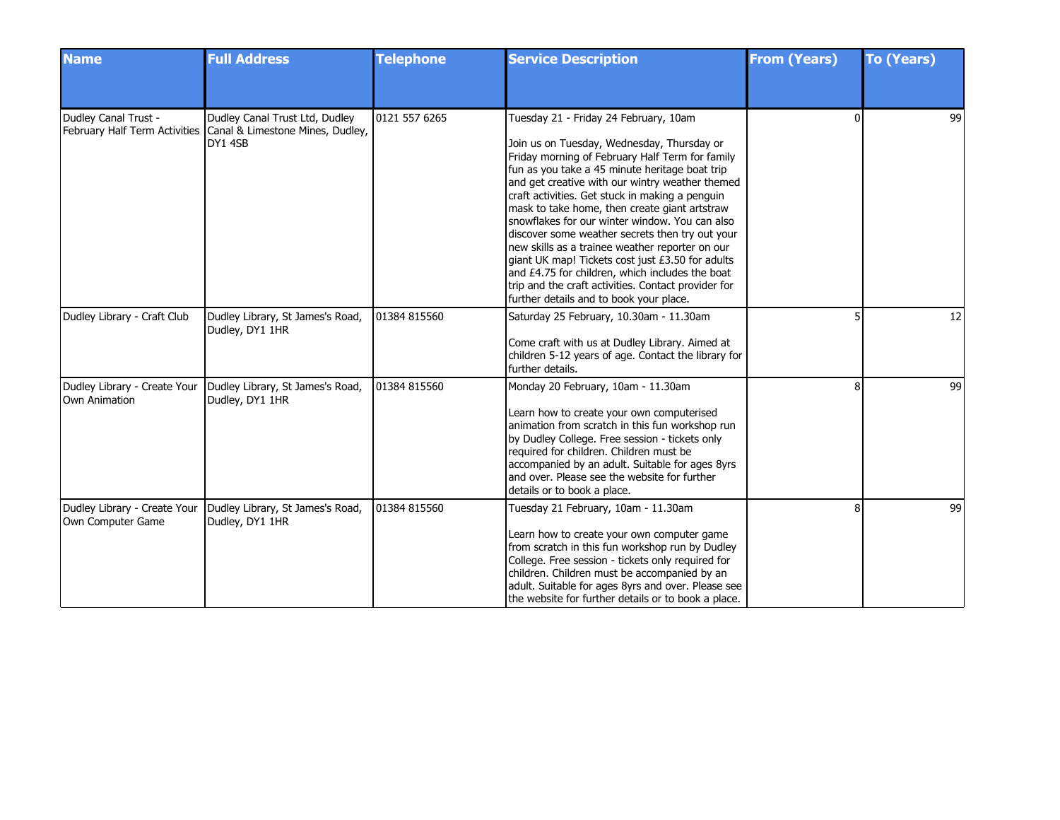| Name | Full Address | Telephone | Service Description | From (Years) | To (Years) |
|---|---|---|---|---|---|
| Dudley Canal Trust - February Half Term Activities | Dudley Canal Trust Ltd, Dudley Canal & Limestone Mines, Dudley, DY1 4SB | 0121 557 6265 | Tuesday 21 - Friday 24 February, 10am<br><br>Join us on Tuesday, Wednesday, Thursday or Friday morning of February Half Term for family fun as you take a 45 minute heritage boat trip and get creative with our wintry weather themed craft activities. Get stuck in making a penguin mask to take home, then create giant artstraw snowflakes for our winter window. You can also discover some weather secrets then try out your new skills as a trainee weather reporter on our giant UK map! Tickets cost just £3.50 for adults and £4.75 for children, which includes the boat trip and the craft activities. Contact provider for further details and to book your place. | 0 | 99 |
| Dudley Library - Craft Club | Dudley Library, St James's Road, Dudley, DY1 1HR | 01384 815560 | Saturday 25 February, 10.30am - 11.30am<br><br>Come craft with us at Dudley Library. Aimed at children 5-12 years of age. Contact the library for further details. | 5 | 12 |
| Dudley Library - Create Your Own Animation | Dudley Library, St James's Road, Dudley, DY1 1HR | 01384 815560 | Monday 20 February, 10am - 11.30am<br><br>Learn how to create your own computerised animation from scratch in this fun workshop run by Dudley College. Free session - tickets only required for children. Children must be accompanied by an adult. Suitable for ages 8yrs and over. Please see the website for further details or to book a place. | 8 | 99 |
| Dudley Library - Create Your Own Computer Game | Dudley Library, St James's Road, Dudley, DY1 1HR | 01384 815560 | Tuesday 21 February, 10am - 11.30am<br><br>Learn how to create your own computer game from scratch in this fun workshop run by Dudley College. Free session - tickets only required for children. Children must be accompanied by an adult. Suitable for ages 8yrs and over. Please see the website for further details or to book a place. | 8 | 99 |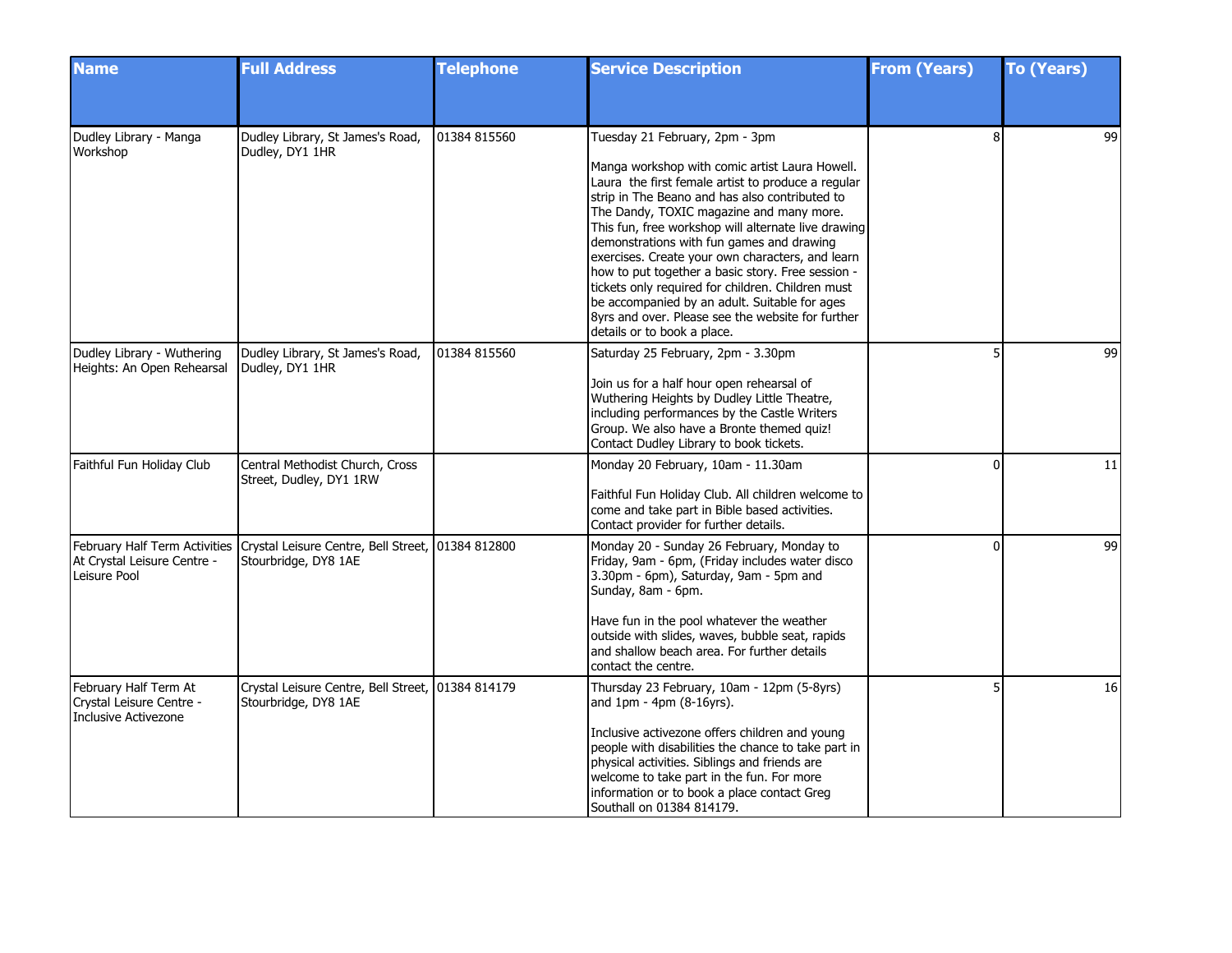| Name | Full Address | Telephone | Service Description | From (Years) | To (Years) |
| --- | --- | --- | --- | --- | --- |
| Dudley Library - Manga Workshop | Dudley Library, St James's Road, Dudley, DY1 1HR | 01384 815560 | Tuesday 21 February, 2pm - 3pm<br><br>Manga workshop with comic artist Laura Howell. Laura  the first female artist to produce a regular strip in The Beano and has also contributed to The Dandy, TOXIC magazine and many more. This fun, free workshop will alternate live drawing demonstrations with fun games and drawing exercises. Create your own characters, and learn how to put together a basic story. Free session - tickets only required for children. Children must be accompanied by an adult. Suitable for ages 8yrs and over. Please see the website for further details or to book a place. | 8 | 99 |
| Dudley Library - Wuthering Heights: An Open Rehearsal | Dudley Library, St James's Road, Dudley, DY1 1HR | 01384 815560 | Saturday 25 February, 2pm - 3.30pm<br><br>Join us for a half hour open rehearsal of Wuthering Heights by Dudley Little Theatre, including performances by the Castle Writers Group. We also have a Bronte themed quiz! Contact Dudley Library to book tickets. | 5 | 99 |
| Faithful Fun Holiday Club | Central Methodist Church, Cross Street, Dudley, DY1 1RW | | Monday 20 February, 10am - 11.30am<br><br>Faithful Fun Holiday Club. All children welcome to come and take part in Bible based activities. Contact provider for further details. | 0 | 11 |
| February Half Term Activities At Crystal Leisure Centre - Leisure Pool | Crystal Leisure Centre, Bell Street, Stourbridge, DY8 1AE | 01384 812800 | Monday 20 - Sunday 26 February, Monday to Friday, 9am - 6pm, (Friday includes water disco 3.30pm - 6pm), Saturday, 9am - 5pm and Sunday, 8am - 6pm.<br><br>Have fun in the pool whatever the weather outside with slides, waves, bubble seat, rapids and shallow beach area. For further details contact the centre. | 0 | 99 |
| February Half Term At Crystal Leisure Centre - Inclusive Activezone | Crystal Leisure Centre, Bell Street, Stourbridge, DY8 1AE | 01384 814179 | Thursday 23 February, 10am - 12pm (5-8yrs) and 1pm - 4pm (8-16yrs).<br><br>Inclusive activezone offers children and young people with disabilities the chance to take part in physical activities. Siblings and friends are welcome to take part in the fun. For more information or to book a place contact Greg Southall on 01384 814179. | 5 | 16 |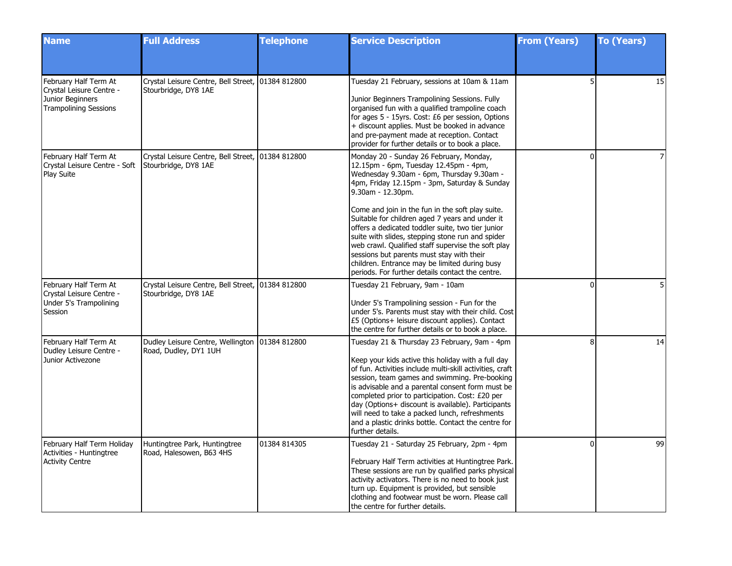| Name | Full Address | Telephone | Service Description | From (Years) | To (Years) |
|---|---|---|---|---|---|
| February Half Term At Crystal Leisure Centre - Junior Beginners Trampolining Sessions | Crystal Leisure Centre, Bell Street, Stourbridge, DY8 1AE | 01384 812800 | Tuesday 21 February, sessions at 10am & 11am<br><br>Junior Beginners Trampolining Sessions. Fully organised fun with a qualified trampoline coach for ages 5 - 15yrs. Cost: £6 per session, Options + discount applies. Must be booked in advance and pre-payment made at reception. Contact provider for further details or to book a place. | 5 | 15 |
| February Half Term At Crystal Leisure Centre - Soft Play Suite | Crystal Leisure Centre, Bell Street, Stourbridge, DY8 1AE | 01384 812800 | Monday 20 - Sunday 26 February, Monday, 12.15pm - 6pm, Tuesday 12.45pm - 4pm, Wednesday 9.30am - 6pm, Thursday 9.30am - 4pm, Friday 12.15pm - 3pm, Saturday & Sunday 9.30am - 12.30pm.<br><br>Come and join in the fun in the soft play suite. Suitable for children aged 7 years and under it offers a dedicated toddler suite, two tier junior suite with slides, stepping stone run and spider web crawl. Qualified staff supervise the soft play sessions but parents must stay with their children. Entrance may be limited during busy periods. For further details contact the centre. | 0 | 7 |
| February Half Term At Crystal Leisure Centre - Under 5's Trampolining Session | Crystal Leisure Centre, Bell Street, Stourbridge, DY8 1AE | 01384 812800 | Tuesday 21 February, 9am - 10am<br><br>Under 5's Trampolining session - Fun for the under 5's. Parents must stay with their child. Cost £5 (Options+ leisure discount applies). Contact the centre for further details or to book a place. | 0 | 5 |
| February Half Term At Dudley Leisure Centre - Junior Activezone | Dudley Leisure Centre, Wellington Road, Dudley, DY1 1UH | 01384 812800 | Tuesday 21 & Thursday 23 February, 9am - 4pm<br><br>Keep your kids active this holiday with a full day of fun. Activities include multi-skill activities, craft session, team games and swimming. Pre-booking is advisable and a parental consent form must be completed prior to participation. Cost: £20 per day (Options+ discount is available). Participants will need to take a packed lunch, refreshments and a plastic drinks bottle. Contact the centre for further details. | 8 | 14 |
| February Half Term Holiday Activities - Huntingtree Activity Centre | Huntingtree Park, Huntingtree Road, Halesowen, B63 4HS | 01384 814305 | Tuesday 21 - Saturday 25 February, 2pm - 4pm<br><br>February Half Term activities at Huntingtree Park. These sessions are run by qualified parks physical activity activators. There is no need to book just turn up. Equipment is provided, but sensible clothing and footwear must be worn. Please call the centre for further details. | 0 | 99 |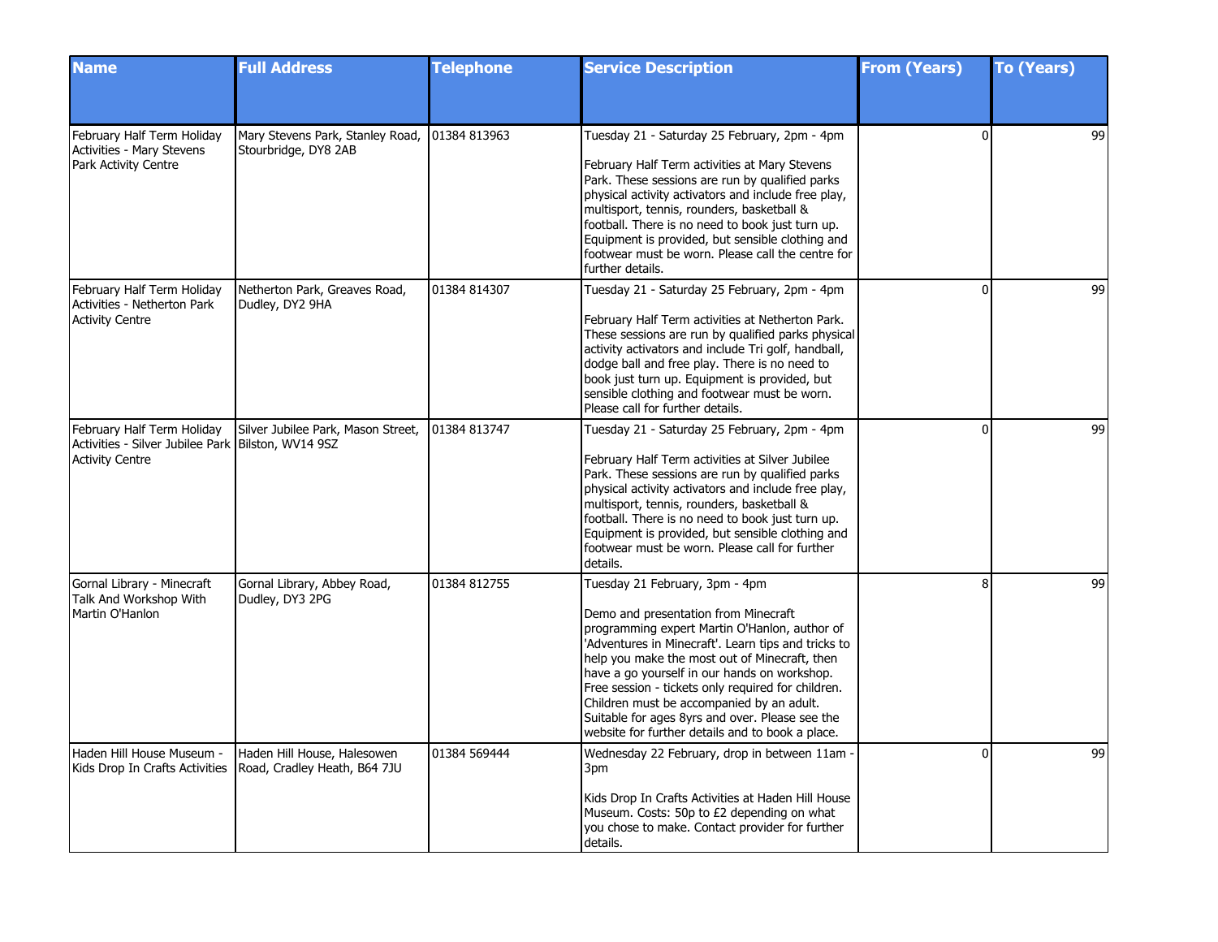| Name | Full Address | Telephone | Service Description | From (Years) | To (Years) |
|---|---|---|---|---|---|
| February Half Term Holiday Activities - Mary Stevens Park Activity Centre | Mary Stevens Park, Stanley Road, Stourbridge, DY8 2AB | 01384 813963 | Tuesday 21 - Saturday 25 February, 2pm - 4pm<br><br>February Half Term activities at Mary Stevens Park. These sessions are run by qualified parks physical activity activators and include free play, multisport, tennis, rounders, basketball & football. There is no need to book just turn up. Equipment is provided, but sensible clothing and footwear must be worn. Please call the centre for further details. | 0 | 99 |
| February Half Term Holiday Activities - Netherton Park Activity Centre | Netherton Park, Greaves Road, Dudley, DY2 9HA | 01384 814307 | Tuesday 21 - Saturday 25 February, 2pm - 4pm<br><br>February Half Term activities at Netherton Park. These sessions are run by qualified parks physical activity activators and include Tri golf, handball, dodge ball and free play. There is no need to book just turn up. Equipment is provided, but sensible clothing and footwear must be worn. Please call for further details. | 0 | 99 |
| February Half Term Holiday Activities - Silver Jubilee Park Activity Centre | Silver Jubilee Park, Mason Street, Bilston, WV14 9SZ | 01384 813747 | Tuesday 21 - Saturday 25 February, 2pm - 4pm<br><br>February Half Term activities at Silver Jubilee Park. These sessions are run by qualified parks physical activity activators and include free play, multisport, tennis, rounders, basketball & football. There is no need to book just turn up. Equipment is provided, but sensible clothing and footwear must be worn. Please call for further details. | 0 | 99 |
| Gornal Library - Minecraft Talk And Workshop With Martin O'Hanlon | Gornal Library, Abbey Road, Dudley, DY3 2PG | 01384 812755 | Tuesday 21 February, 3pm - 4pm<br><br>Demo and presentation from Minecraft programming expert Martin O'Hanlon, author of 'Adventures in Minecraft'. Learn tips and tricks to help you make the most out of Minecraft, then have a go yourself in our hands on workshop. Free session - tickets only required for children. Children must be accompanied by an adult. Suitable for ages 8yrs and over. Please see the website for further details and to book a place. | 8 | 99 |
| Haden Hill House Museum - Kids Drop In Crafts Activities | Haden Hill House, Halesowen Road, Cradley Heath, B64 7JU | 01384 569444 | Wednesday 22 February, drop in between 11am - 3pm<br><br>Kids Drop In Crafts Activities at Haden Hill House Museum. Costs: 50p to £2 depending on what you chose to make. Contact provider for further details. | 0 | 99 |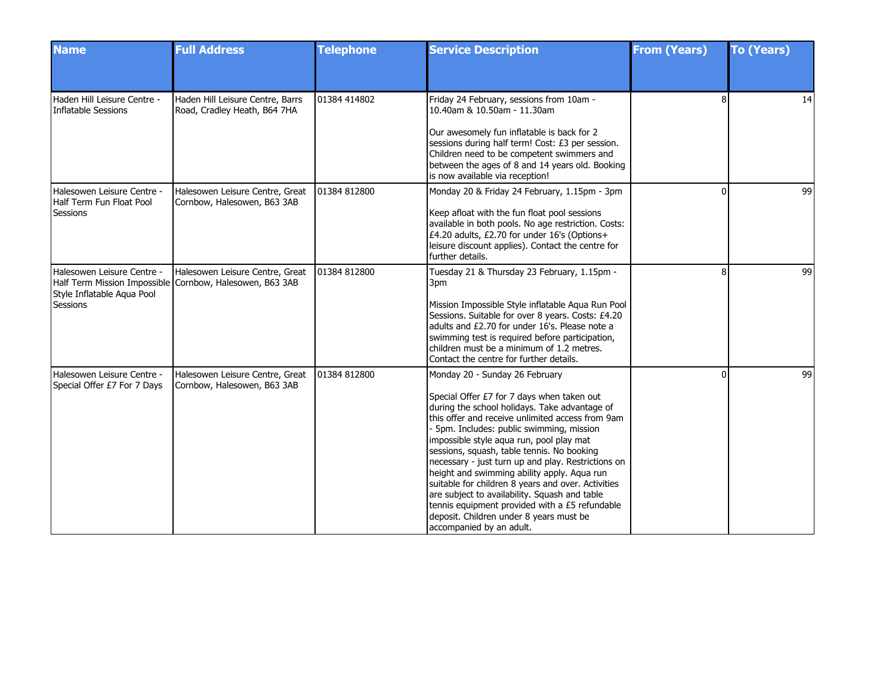| Name | Full Address | Telephone | Service Description | From (Years) | To (Years) |
|---|---|---|---|---|---|
| Haden Hill Leisure Centre - Inflatable Sessions | Haden Hill Leisure Centre, Barrs Road, Cradley Heath, B64 7HA | 01384 414802 | Friday 24 February, sessions from 10am - 10.40am & 10.50am - 11.30am<br><br>Our awesomely fun inflatable is back for 2 sessions during half term! Cost: £3 per session. Children need to be competent swimmers and between the ages of 8 and 14 years old. Booking is now available via reception! | 8 | 14 |
| Halesowen Leisure Centre - Half Term Fun Float Pool Sessions | Halesowen Leisure Centre, Great Cornbow, Halesowen, B63 3AB | 01384 812800 | Monday 20 & Friday 24 February, 1.15pm - 3pm<br><br>Keep afloat with the fun float pool sessions available in both pools. No age restriction. Costs: £4.20 adults, £2.70 for under 16's (Options+ leisure discount applies). Contact the centre for further details. | 0 | 99 |
| Halesowen Leisure Centre - Half Term Mission Impossible Style Inflatable Aqua Pool Sessions | Halesowen Leisure Centre, Great Cornbow, Halesowen, B63 3AB | 01384 812800 | Tuesday 21 & Thursday 23 February, 1.15pm - 3pm<br><br>Mission Impossible Style inflatable Aqua Run Pool Sessions. Suitable for over 8 years. Costs: £4.20 adults and £2.70 for under 16's. Please note a swimming test is required before participation, children must be a minimum of 1.2 metres. Contact the centre for further details. | 8 | 99 |
| Halesowen Leisure Centre - Special Offer £7 For 7 Days | Halesowen Leisure Centre, Great Cornbow, Halesowen, B63 3AB | 01384 812800 | Monday 20 - Sunday 26 February<br><br>Special Offer £7 for 7 days when taken out during the school holidays. Take advantage of this offer and receive unlimited access from 9am - 5pm. Includes: public swimming, mission impossible style aqua run, pool play mat sessions, squash, table tennis. No booking necessary - just turn up and play. Restrictions on height and swimming ability apply. Aqua run suitable for children 8 years and over. Activities are subject to availability. Squash and table tennis equipment provided with a £5 refundable deposit. Children under 8 years must be accompanied by an adult. | 0 | 99 |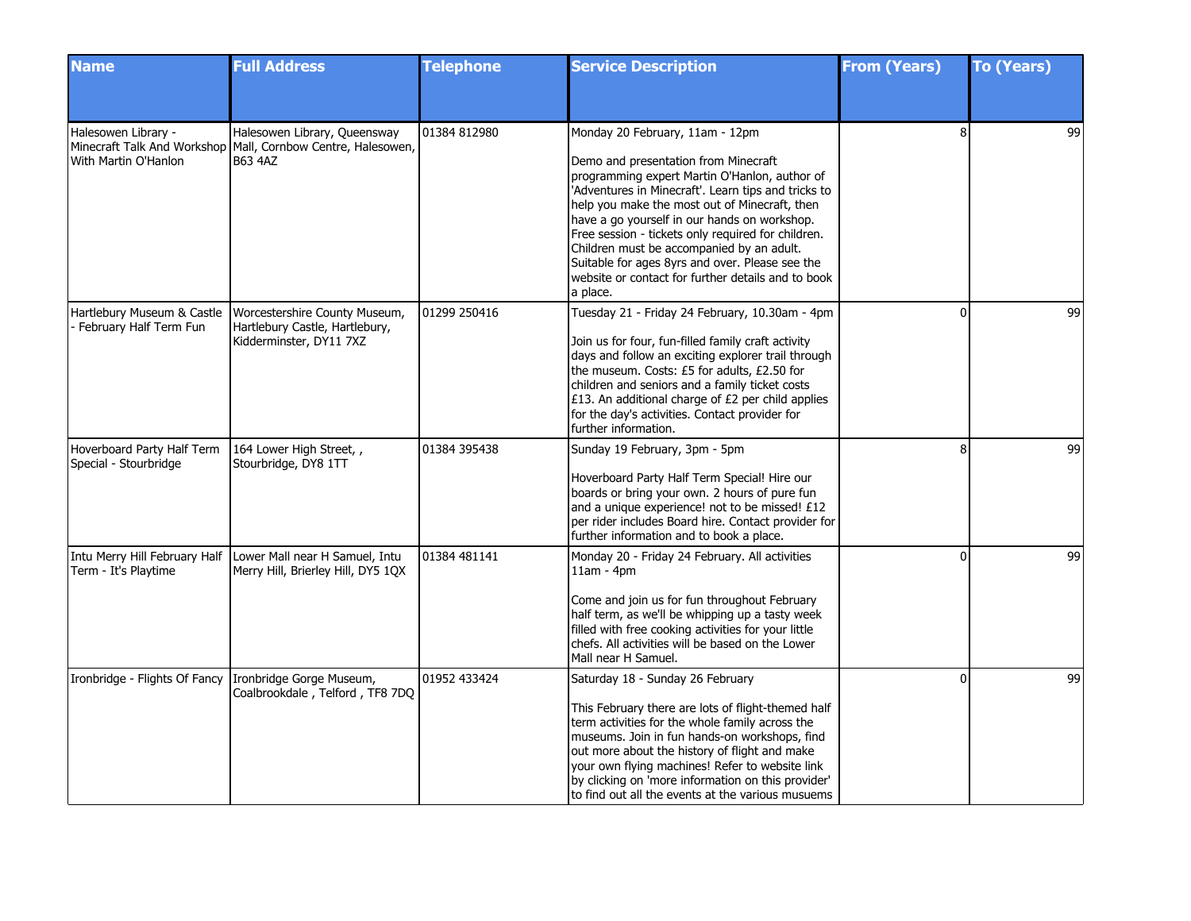| Name | Full Address | Telephone | Service Description | From (Years) | To (Years) |
|---|---|---|---|---|---|
| Halesowen Library - Minecraft Talk And Workshop With Martin O'Hanlon | Halesowen Library, Queensway Mall, Cornbow Centre, Halesowen, B63 4AZ | 01384 812980 | Monday 20 February, 11am - 12pm<br><br>Demo and presentation from Minecraft programming expert Martin O'Hanlon, author of 'Adventures in Minecraft'. Learn tips and tricks to help you make the most out of Minecraft, then have a go yourself in our hands on workshop. Free session - tickets only required for children. Children must be accompanied by an adult. Suitable for ages 8yrs and over. Please see the website or contact for further details and to book a place. | 8 | 99 |
| Hartlebury Museum & Castle - February Half Term Fun | Worcestershire County Museum, Hartlebury Castle, Hartlebury, Kidderminster, DY11 7XZ | 01299 250416 | Tuesday 21 - Friday 24 February, 10.30am - 4pm<br><br>Join us for four, fun-filled family craft activity days and follow an exciting explorer trail through the museum. Costs: £5 for adults, £2.50 for children and seniors and a family ticket costs £13. An additional charge of £2 per child applies for the day's activities. Contact provider for further information. | 0 | 99 |
| Hoverboard Party Half Term Special - Stourbridge | 164 Lower High Street, , Stourbridge, DY8 1TT | 01384 395438 | Sunday 19 February, 3pm - 5pm<br><br>Hoverboard Party Half Term Special! Hire our boards or bring your own. 2 hours of pure fun and a unique experience! not to be missed! £12 per rider includes Board hire. Contact provider for further information and to book a place. | 8 | 99 |
| Intu Merry Hill February Half Term - It's Playtime | Lower Mall near H Samuel, Intu Merry Hill, Brierley Hill, DY5 1QX | 01384 481141 | Monday 20 - Friday 24 February. All activities 11am - 4pm<br><br>Come and join us for fun throughout February half term, as we'll be whipping up a tasty week filled with free cooking activities for your little chefs. All activities will be based on the Lower Mall near H Samuel. | 0 | 99 |
| Ironbridge - Flights Of Fancy | Ironbridge Gorge Museum, Coalbrookdale , Telford , TF8 7DQ | 01952 433424 | Saturday 18 - Sunday 26 February<br><br>This February there are lots of flight-themed half term activities for the whole family across the museums. Join in fun hands-on workshops, find out more about the history of flight and make your own flying machines! Refer to website link by clicking on 'more information on this provider' to find out all the events at the various musuems | 0 | 99 |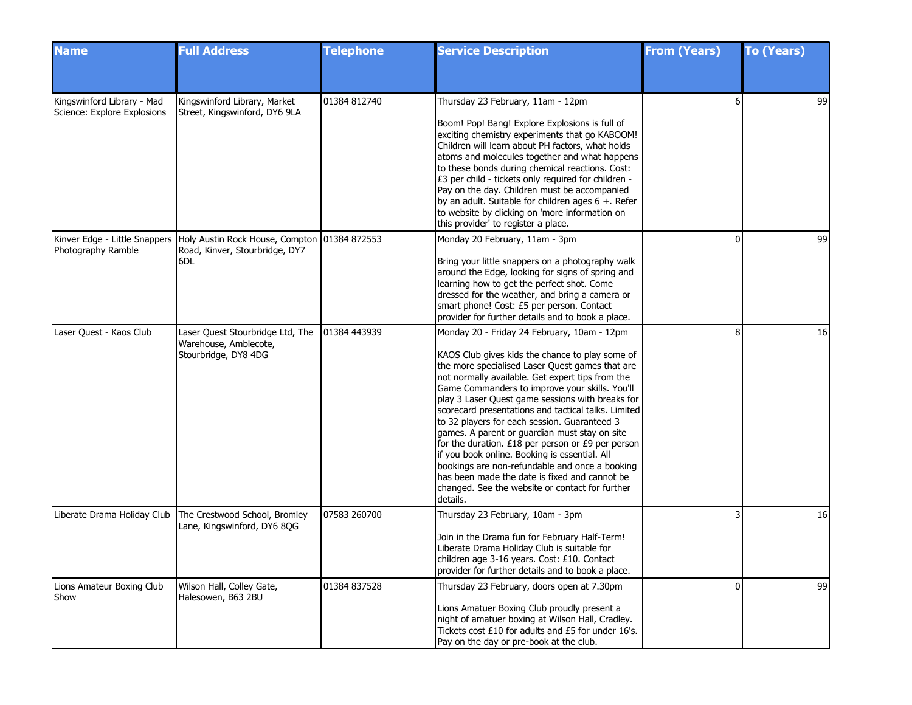| Name | Full Address | Telephone | Service Description | From (Years) | To (Years) |
|---|---|---|---|---|---|
| Kingswinford Library - Mad Science: Explore Explosions | Kingswinford Library, Market Street, Kingswinford, DY6 9LA | 01384 812740 | Thursday 23 February, 11am - 12pm<br><br>Boom! Pop! Bang! Explore Explosions is full of exciting chemistry experiments that go KABOOM! Children will learn about PH factors, what holds atoms and molecules together and what happens to these bonds during chemical reactions. Cost: £3 per child - tickets only required for children - Pay on the day. Children must be accompanied by an adult. Suitable for children ages 6 +. Refer to website by clicking on 'more information on this provider' to register a place. | 6 | 99 |
| Kinver Edge - Little Snappers Photography Ramble | Holy Austin Rock House, Compton Road, Kinver, Stourbridge, DY7 6DL | 01384 872553 | Monday 20 February, 11am - 3pm<br><br>Bring your little snappers on a photography walk around the Edge, looking for signs of spring and learning how to get the perfect shot. Come dressed for the weather, and bring a camera or smart phone! Cost: £5 per person. Contact provider for further details and to book a place. | 0 | 99 |
| Laser Quest - Kaos Club | Laser Quest Stourbridge Ltd, The Warehouse, Amblecote, Stourbridge, DY8 4DG | 01384 443939 | Monday 20 - Friday 24 February, 10am - 12pm<br><br>KAOS Club gives kids the chance to play some of the more specialised Laser Quest games that are not normally available. Get expert tips from the Game Commanders to improve your skills. You'll play 3 Laser Quest game sessions with breaks for scorecard presentations and tactical talks. Limited to 32 players for each session. Guaranteed 3 games. A parent or guardian must stay on site for the duration. £18 per person or £9 per person if you book online. Booking is essential. All bookings are non-refundable and once a booking has been made the date is fixed and cannot be changed. See the website or contact for further details. | 8 | 16 |
| Liberate Drama Holiday Club | The Crestwood School, Bromley Lane, Kingswinford, DY6 8QG | 07583 260700 | Thursday 23 February, 10am - 3pm<br><br>Join in the Drama fun for February Half-Term! Liberate Drama Holiday Club is suitable for children age 3-16 years. Cost: £10. Contact provider for further details and to book a place. | 3 | 16 |
| Lions Amateur Boxing Club Show | Wilson Hall, Colley Gate, Halesowen, B63 2BU | 01384 837528 | Thursday 23 February, doors open at 7.30pm<br><br>Lions Amatuer Boxing Club proudly present a night of amatuer boxing at Wilson Hall, Cradley. Tickets cost £10 for adults and £5 for under 16's. Pay on the day or pre-book at the club. | 0 | 99 |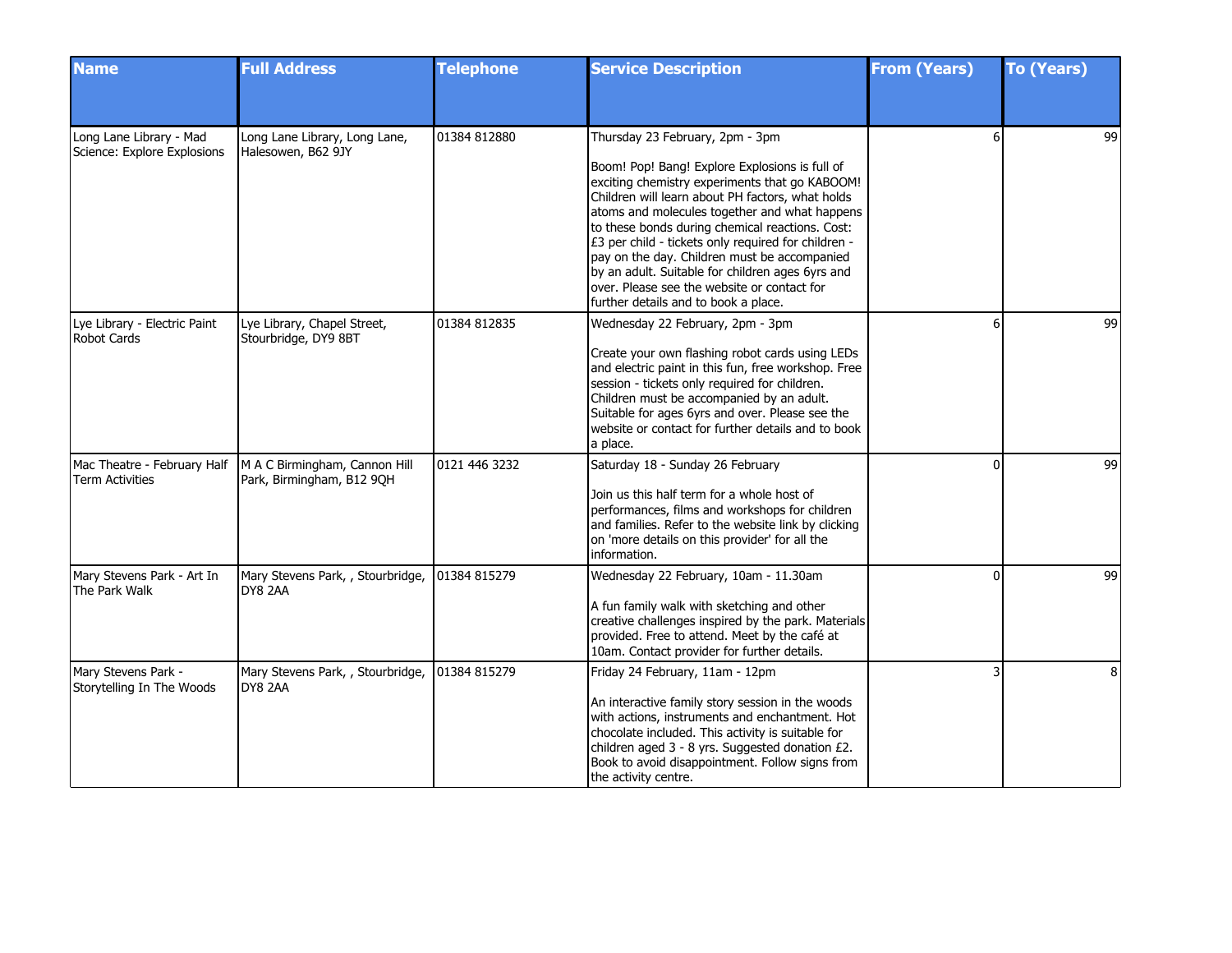| Name | Full Address | Telephone | Service Description | From (Years) | To (Years) |
|---|---|---|---|---|---|
| Long Lane Library - Mad Science: Explore Explosions | Long Lane Library, Long Lane, Halesowen, B62 9JY | 01384 812880 | Thursday 23 February, 2pm - 3pm<br><br>Boom! Pop! Bang! Explore Explosions is full of exciting chemistry experiments that go KABOOM! Children will learn about PH factors, what holds atoms and molecules together and what happens to these bonds during chemical reactions. Cost: £3 per child - tickets only required for children - pay on the day. Children must be accompanied by an adult. Suitable for children ages 6yrs and over. Please see the website or contact for further details and to book a place. | 6 | 99 |
| Lye Library - Electric Paint Robot Cards | Lye Library, Chapel Street, Stourbridge, DY9 8BT | 01384 812835 | Wednesday 22 February, 2pm - 3pm<br><br>Create your own flashing robot cards using LEDs and electric paint in this fun, free workshop. Free session - tickets only required for children. Children must be accompanied by an adult. Suitable for ages 6yrs and over. Please see the website or contact for further details and to book a place. | 6 | 99 |
| Mac Theatre - February Half Term Activities | M A C Birmingham, Cannon Hill Park, Birmingham, B12 9QH | 0121 446 3232 | Saturday 18 - Sunday 26 February<br><br>Join us this half term for a whole host of performances, films and workshops for children and families. Refer to the website link by clicking on 'more details on this provider' for all the information. | 0 | 99 |
| Mary Stevens Park - Art In The Park Walk | Mary Stevens Park, , Stourbridge, DY8 2AA | 01384 815279 | Wednesday 22 February, 10am - 11.30am<br><br>A fun family walk with sketching and other creative challenges inspired by the park. Materials provided. Free to attend. Meet by the café at 10am. Contact provider for further details. | 0 | 99 |
| Mary Stevens Park - Storytelling In The Woods | Mary Stevens Park, , Stourbridge, DY8 2AA | 01384 815279 | Friday 24 February, 11am - 12pm<br><br>An interactive family story session in the woods with actions, instruments and enchantment. Hot chocolate included. This activity is suitable for children aged 3 - 8 yrs. Suggested donation £2. Book to avoid disappointment. Follow signs from the activity centre. | 3 | 8 |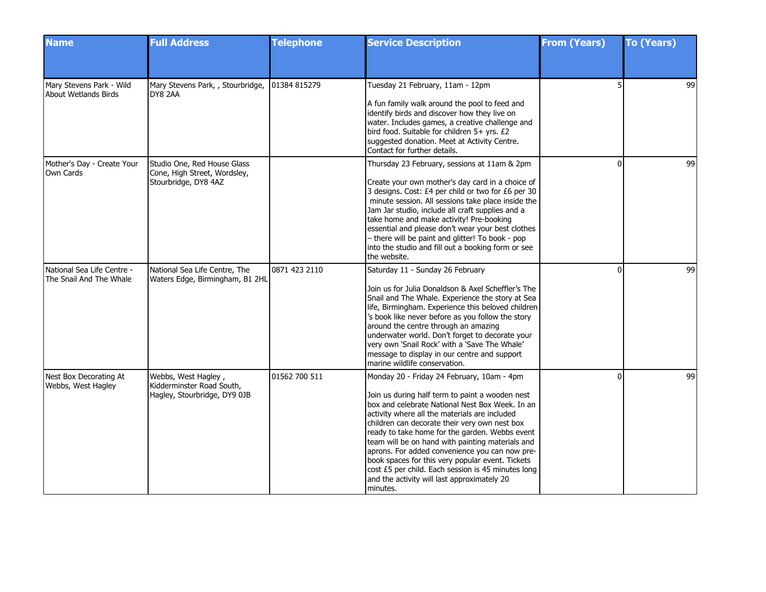| Name | Full Address | Telephone | Service Description | From (Years) | To (Years) |
|---|---|---|---|---|---|
| Mary Stevens Park - Wild About Wetlands Birds | Mary Stevens Park, , Stourbridge, DY8 2AA | 01384 815279 | Tuesday 21 February, 11am - 12pm<br><br>A fun family walk around the pool to feed and identify birds and discover how they live on water. Includes games, a creative challenge and bird food. Suitable for children 5+ yrs. £2 suggested donation. Meet at Activity Centre. Contact for further details. | 5 | 99 |
| Mother's Day - Create Your Own Cards | Studio One, Red House Glass Cone, High Street, Wordsley, Stourbridge, DY8 4AZ | | Thursday 23 February, sessions at 11am & 2pm<br><br>Create your own mother's day card in a choice of 3 designs. Cost: £4 per child or two for £6 per 30 minute session. All sessions take place inside the Jam Jar studio, include all craft supplies and a take home and make activity! Pre-booking essential and please don't wear your best clothes – there will be paint and glitter! To book - pop into the studio and fill out a booking form or see the website. | 0 | 99 |
| National Sea Life Centre - The Snail And The Whale | National Sea Life Centre, The Waters Edge, Birmingham, B1 2HL | 0871 423 2110 | Saturday 11 - Sunday 26 February<br><br>Join us for Julia Donaldson & Axel Scheffler's The Snail and The Whale. Experience the story at Sea life, Birmingham. Experience this beloved children's book like never before as you follow the story around the centre through an amazing underwater world. Don't forget to decorate your very own 'Snail Rock' with a 'Save The Whale' message to display in our centre and support marine wildlife conservation. | 0 | 99 |
| Nest Box Decorating At Webbs, West Hagley | Webbs, West Hagley , Kidderminster Road South, Hagley, Stourbridge, DY9 0JB | 01562 700 511 | Monday 20 - Friday 24 February, 10am - 4pm<br><br>Join us during half term to paint a wooden nest box and celebrate National Nest Box Week. In an activity where all the materials are included children can decorate their very own nest box ready to take home for the garden. Webbs event team will be on hand with painting materials and aprons. For added convenience you can now pre-book spaces for this very popular event. Tickets cost £5 per child. Each session is 45 minutes long and the activity will last approximately 20 minutes. | 0 | 99 |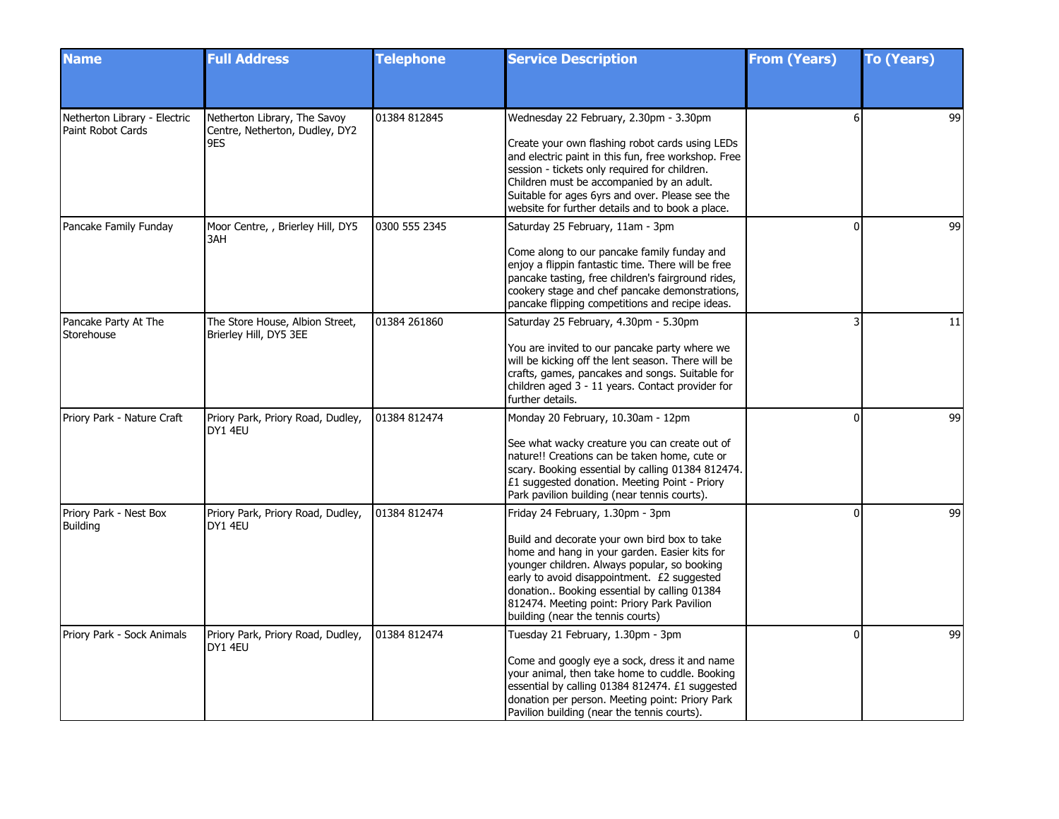| Name | Full Address | Telephone | Service Description | From (Years) | To (Years) |
|---|---|---|---|---|---|
| Netherton Library - Electric Paint Robot Cards | Netherton Library, The Savoy Centre, Netherton, Dudley, DY2 9ES | 01384 812845 | Wednesday 22 February, 2.30pm - 3.30pm<br><br>Create your own flashing robot cards using LEDs and electric paint in this fun, free workshop. Free session - tickets only required for children. Children must be accompanied by an adult. Suitable for ages 6yrs and over. Please see the website for further details and to book a place. | 6 | 99 |
| Pancake Family Funday | Moor Centre, , Brierley Hill, DY5 3AH | 0300 555 2345 | Saturday 25 February, 11am - 3pm<br><br>Come along to our pancake family funday and enjoy a flippin fantastic time. There will be free pancake tasting, free children's fairground rides, cookery stage and chef pancake demonstrations, pancake flipping competitions and recipe ideas. | 0 | 99 |
| Pancake Party At The Storehouse | The Store House, Albion Street, Brierley Hill, DY5 3EE | 01384 261860 | Saturday 25 February, 4.30pm - 5.30pm<br><br>You are invited to our pancake party where we will be kicking off the lent season. There will be crafts, games, pancakes and songs. Suitable for children aged 3 - 11 years. Contact provider for further details. | 3 | 11 |
| Priory Park - Nature Craft | Priory Park, Priory Road, Dudley, DY1 4EU | 01384 812474 | Monday 20 February, 10.30am - 12pm<br><br>See what wacky creature you can create out of nature!! Creations can be taken home, cute or scary. Booking essential by calling 01384 812474. £1 suggested donation. Meeting Point - Priory Park pavilion building (near tennis courts). | 0 | 99 |
| Priory Park - Nest Box Building | Priory Park, Priory Road, Dudley, DY1 4EU | 01384 812474 | Friday 24 February, 1.30pm - 3pm<br><br>Build and decorate your own bird box to take home and hang in your garden. Easier kits for younger children. Always popular, so booking early to avoid disappointment. £2 suggested donation.. Booking essential by calling 01384 812474. Meeting point: Priory Park Pavilion building (near the tennis courts) | 0 | 99 |
| Priory Park - Sock Animals | Priory Park, Priory Road, Dudley, DY1 4EU | 01384 812474 | Tuesday 21 February, 1.30pm - 3pm<br><br>Come and googly eye a sock, dress it and name your animal, then take home to cuddle. Booking essential by calling 01384 812474. £1 suggested donation per person. Meeting point: Priory Park Pavilion building (near the tennis courts). | 0 | 99 |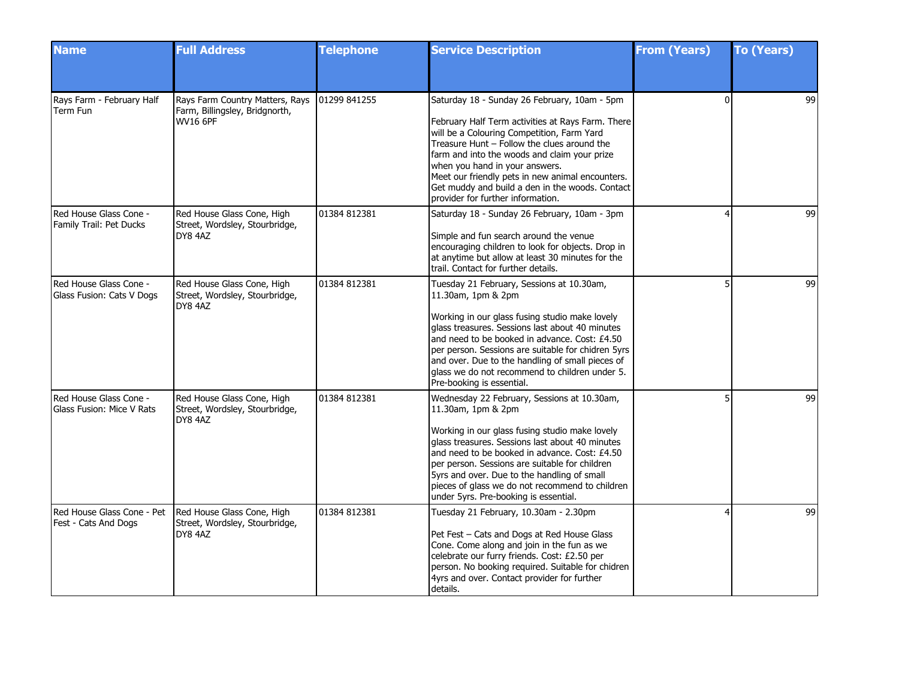| Name | Full Address | Telephone | Service Description | From (Years) | To (Years) |
|---|---|---|---|---|---|
| Rays Farm - February Half Term Fun | Rays Farm Country Matters, Rays Farm, Billingsley, Bridgnorth, WV16 6PF | 01299 841255 | Saturday 18 - Sunday 26 February, 10am - 5pm<br><br>February Half Term activities at Rays Farm. There will be a Colouring Competition, Farm Yard Treasure Hunt – Follow the clues around the farm and into the woods and claim your prize when you hand in your answers.<br>Meet our friendly pets in new animal encounters. Get muddy and build a den in the woods. Contact provider for further information. | 0 | 99 |
| Red House Glass Cone - Family Trail: Pet Ducks | Red House Glass Cone, High Street, Wordsley, Stourbridge, DY8 4AZ | 01384 812381 | Saturday 18 - Sunday 26 February, 10am - 3pm<br><br>Simple and fun search around the venue encouraging children to look for objects. Drop in at anytime but allow at least 30 minutes for the trail. Contact for further details. | 4 | 99 |
| Red House Glass Cone - Glass Fusion: Cats V Dogs | Red House Glass Cone, High Street, Wordsley, Stourbridge, DY8 4AZ | 01384 812381 | Tuesday 21 February, Sessions at 10.30am, 11.30am, 1pm & 2pm<br><br>Working in our glass fusing studio make lovely glass treasures. Sessions last about 40 minutes and need to be booked in advance. Cost: £4.50 per person. Sessions are suitable for chidren 5yrs and over. Due to the handling of small pieces of glass we do not recommend to children under 5. Pre-booking is essential. | 5 | 99 |
| Red House Glass Cone - Glass Fusion: Mice V Rats | Red House Glass Cone, High Street, Wordsley, Stourbridge, DY8 4AZ | 01384 812381 | Wednesday 22 February, Sessions at 10.30am, 11.30am, 1pm & 2pm<br><br>Working in our glass fusing studio make lovely glass treasures. Sessions last about 40 minutes and need to be booked in advance. Cost: £4.50 per person. Sessions are suitable for children 5yrs and over. Due to the handling of small pieces of glass we do not recommend to children under 5yrs. Pre-booking is essential. | 5 | 99 |
| Red House Glass Cone - Pet Fest - Cats And Dogs | Red House Glass Cone, High Street, Wordsley, Stourbridge, DY8 4AZ | 01384 812381 | Tuesday 21 February, 10.30am - 2.30pm<br><br>Pet Fest – Cats and Dogs at Red House Glass Cone. Come along and join in the fun as we celebrate our furry friends. Cost: £2.50 per person. No booking required. Suitable for chidren 4yrs and over. Contact provider for further details. | 4 | 99 |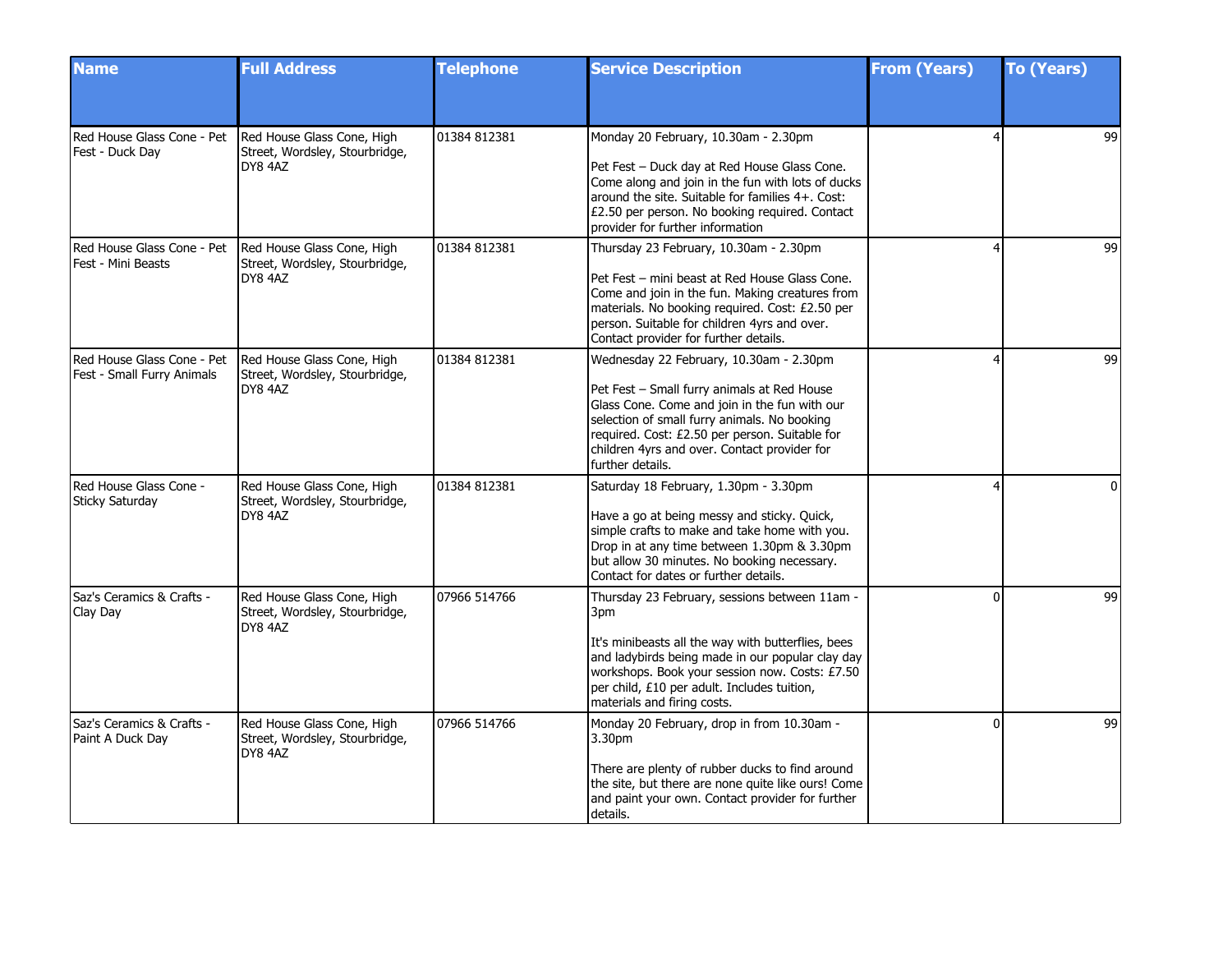| Name | Full Address | Telephone | Service Description | From (Years) | To (Years) |
|---|---|---|---|---|---|
| Red House Glass Cone - Pet Fest - Duck Day | Red House Glass Cone, High Street, Wordsley, Stourbridge, DY8 4AZ | 01384 812381 | Monday 20 February, 10.30am - 2.30pm<br><br>Pet Fest – Duck day at Red House Glass Cone. Come along and join in the fun with lots of ducks around the site. Suitable for families 4+. Cost: £2.50 per person. No booking required. Contact provider for further information | 4 | 99 |
| Red House Glass Cone - Pet Fest - Mini Beasts | Red House Glass Cone, High Street, Wordsley, Stourbridge, DY8 4AZ | 01384 812381 | Thursday 23 February, 10.30am - 2.30pm<br><br>Pet Fest – mini beast at Red House Glass Cone. Come and join in the fun. Making creatures from materials. No booking required. Cost: £2.50 per person. Suitable for children 4yrs and over. Contact provider for further details. | 4 | 99 |
| Red House Glass Cone - Pet Fest - Small Furry Animals | Red House Glass Cone, High Street, Wordsley, Stourbridge, DY8 4AZ | 01384 812381 | Wednesday 22 February, 10.30am - 2.30pm<br><br>Pet Fest – Small furry animals at Red House Glass Cone. Come and join in the fun with our selection of small furry animals. No booking required. Cost: £2.50 per person. Suitable for children 4yrs and over. Contact provider for further details. | 4 | 99 |
| Red House Glass Cone - Sticky Saturday | Red House Glass Cone, High Street, Wordsley, Stourbridge, DY8 4AZ | 01384 812381 | Saturday 18 February, 1.30pm - 3.30pm<br><br>Have a go at being messy and sticky. Quick, simple crafts to make and take home with you. Drop in at any time between 1.30pm & 3.30pm but allow 30 minutes. No booking necessary. Contact for dates or further details. | 4 | 0 |
| Saz's Ceramics & Crafts - Clay Day | Red House Glass Cone, High Street, Wordsley, Stourbridge, DY8 4AZ | 07966 514766 | Thursday 23 February, sessions between 11am - 3pm<br><br>It's minibeasts all the way with butterflies, bees and ladybirds being made in our popular clay day workshops. Book your session now. Costs: £7.50 per child, £10 per adult. Includes tuition, materials and firing costs. | 0 | 99 |
| Saz's Ceramics & Crafts - Paint A Duck Day | Red House Glass Cone, High Street, Wordsley, Stourbridge, DY8 4AZ | 07966 514766 | Monday 20 February, drop in from 10.30am - 3.30pm<br><br>There are plenty of rubber ducks to find around the site, but there are none quite like ours! Come and paint your own. Contact provider for further details. | 0 | 99 |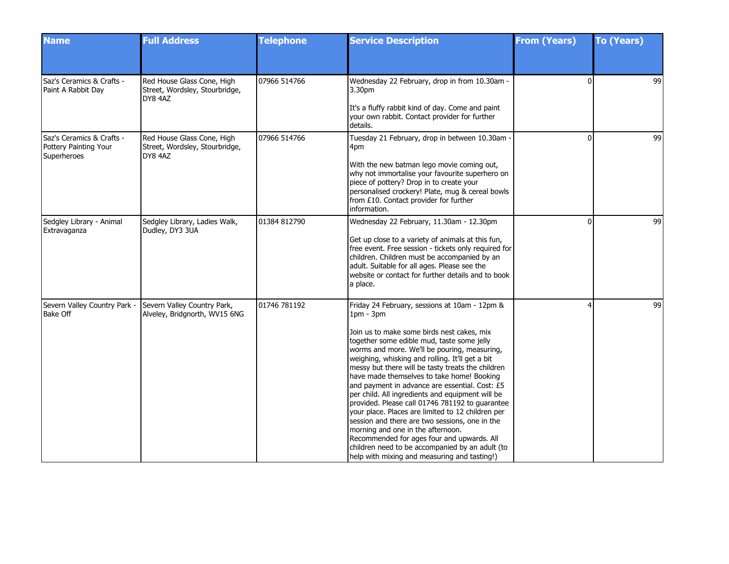| Name | Full Address | Telephone | Service Description | From (Years) | To (Years) |
| --- | --- | --- | --- | --- | --- |
| Saz's Ceramics & Crafts - Paint A Rabbit Day | Red House Glass Cone, High Street, Wordsley, Stourbridge, DY8 4AZ | 07966 514766 | Wednesday 22 February, drop in from 10.30am - 3.30pm<br><br>It's a fluffy rabbit kind of day. Come and paint your own rabbit. Contact provider for further details. | 0 | 99 |
| Saz's Ceramics & Crafts - Pottery Painting Your Superheroes | Red House Glass Cone, High Street, Wordsley, Stourbridge, DY8 4AZ | 07966 514766 | Tuesday 21 February, drop in between 10.30am - 4pm<br><br>With the new batman lego movie coming out, why not immortalise your favourite superhero on piece of pottery? Drop in to create your personalised crockery! Plate, mug & cereal bowls from £10. Contact provider for further information. | 0 | 99 |
| Sedgley Library - Animal Extravaganza | Sedgley Library, Ladies Walk, Dudley, DY3 3UA | 01384 812790 | Wednesday 22 February, 11.30am - 12.30pm<br><br>Get up close to a variety of animals at this fun, free event. Free session - tickets only required for children. Children must be accompanied by an adult. Suitable for all ages. Please see the website or contact for further details and to book a place. | 0 | 99 |
| Severn Valley Country Park - Bake Off | Severn Valley Country Park, Alveley, Bridgnorth, WV15 6NG | 01746 781192 | Friday 24 February, sessions at 10am - 12pm & 1pm - 3pm<br><br>Join us to make some birds nest cakes, mix together some edible mud, taste some jelly worms and more. We'll be pouring, measuring, weighing, whisking and rolling. It'll get a bit messy but there will be tasty treats the children have made themselves to take home! Booking and payment in advance are essential. Cost: £5 per child. All ingredients and equipment will be provided. Please call 01746 781192 to guarantee your place. Places are limited to 12 children per session and there are two sessions, one in the morning and one in the afternoon. Recommended for ages four and upwards. All children need to be accompanied by an adult (to help with mixing and measuring and tasting!) | 4 | 99 |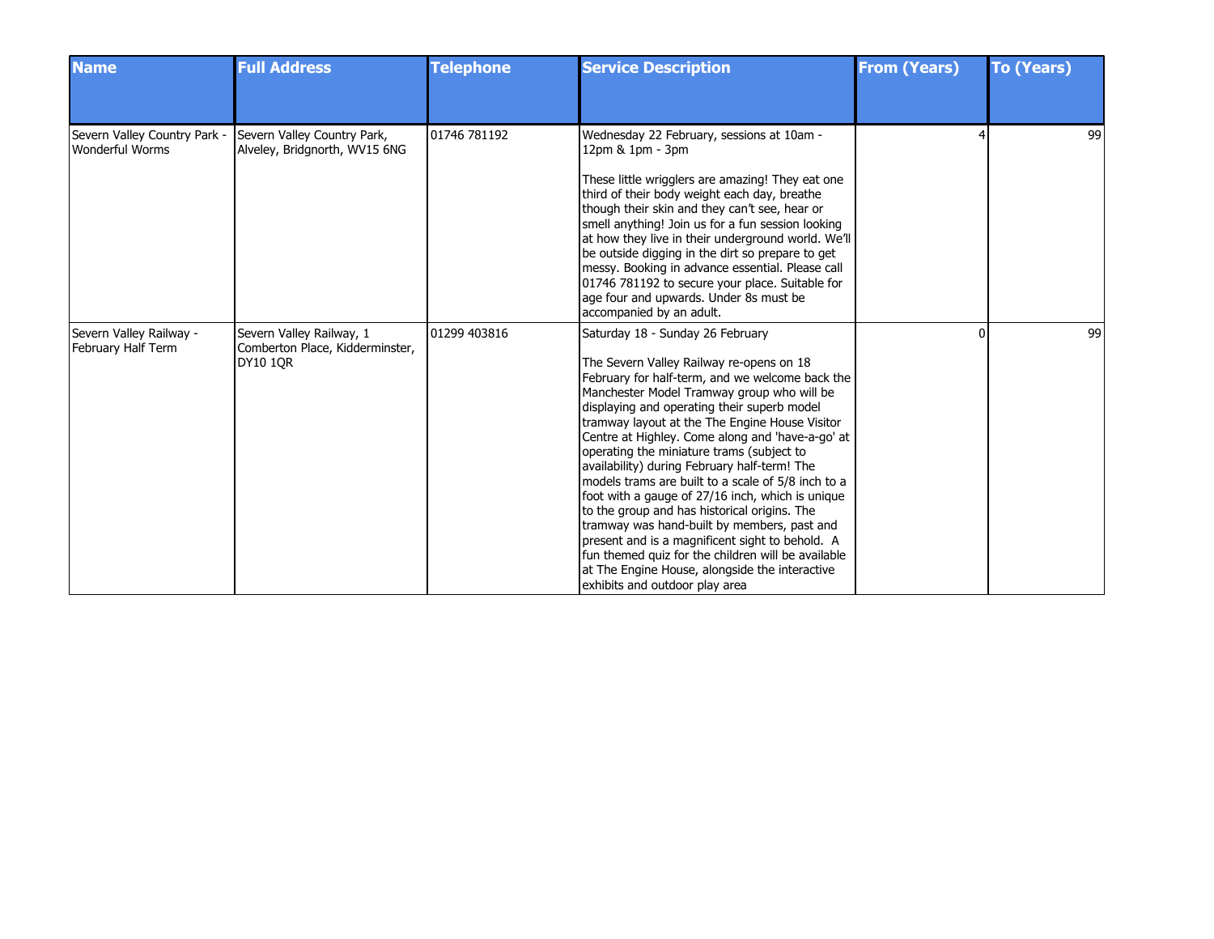| Name | Full Address | Telephone | Service Description | From (Years) | To (Years) |
| --- | --- | --- | --- | --- | --- |
| Severn Valley Country Park - Wonderful Worms | Severn Valley Country Park, Alveley, Bridgnorth, WV15 6NG | 01746 781192 | Wednesday 22 February, sessions at 10am - 12pm & 1pm - 3pm<br><br>These little wrigglers are amazing! They eat one third of their body weight each day, breathe though their skin and they can't see, hear or smell anything! Join us for a fun session looking at how they live in their underground world. We'll be outside digging in the dirt so prepare to get messy. Booking in advance essential. Please call 01746 781192 to secure your place. Suitable for age four and upwards. Under 8s must be accompanied by an adult. | 4 | 99 |
| Severn Valley Railway - February Half Term | Severn Valley Railway, 1 Comberton Place, Kidderminster, DY10 1QR | 01299 403816 | Saturday 18 - Sunday 26 February<br><br>The Severn Valley Railway re-opens on 18 February for half-term, and we welcome back the Manchester Model Tramway group who will be displaying and operating their superb model tramway layout at the The Engine House Visitor Centre at Highley. Come along and 'have-a-go' at operating the miniature trams (subject to availability) during February half-term! The models trams are built to a scale of 5/8 inch to a foot with a gauge of 27/16 inch, which is unique to the group and has historical origins. The tramway was hand-built by members, past and present and is a magnificent sight to behold. A fun themed quiz for the children will be available at The Engine House, alongside the interactive exhibits and outdoor play area | 0 | 99 |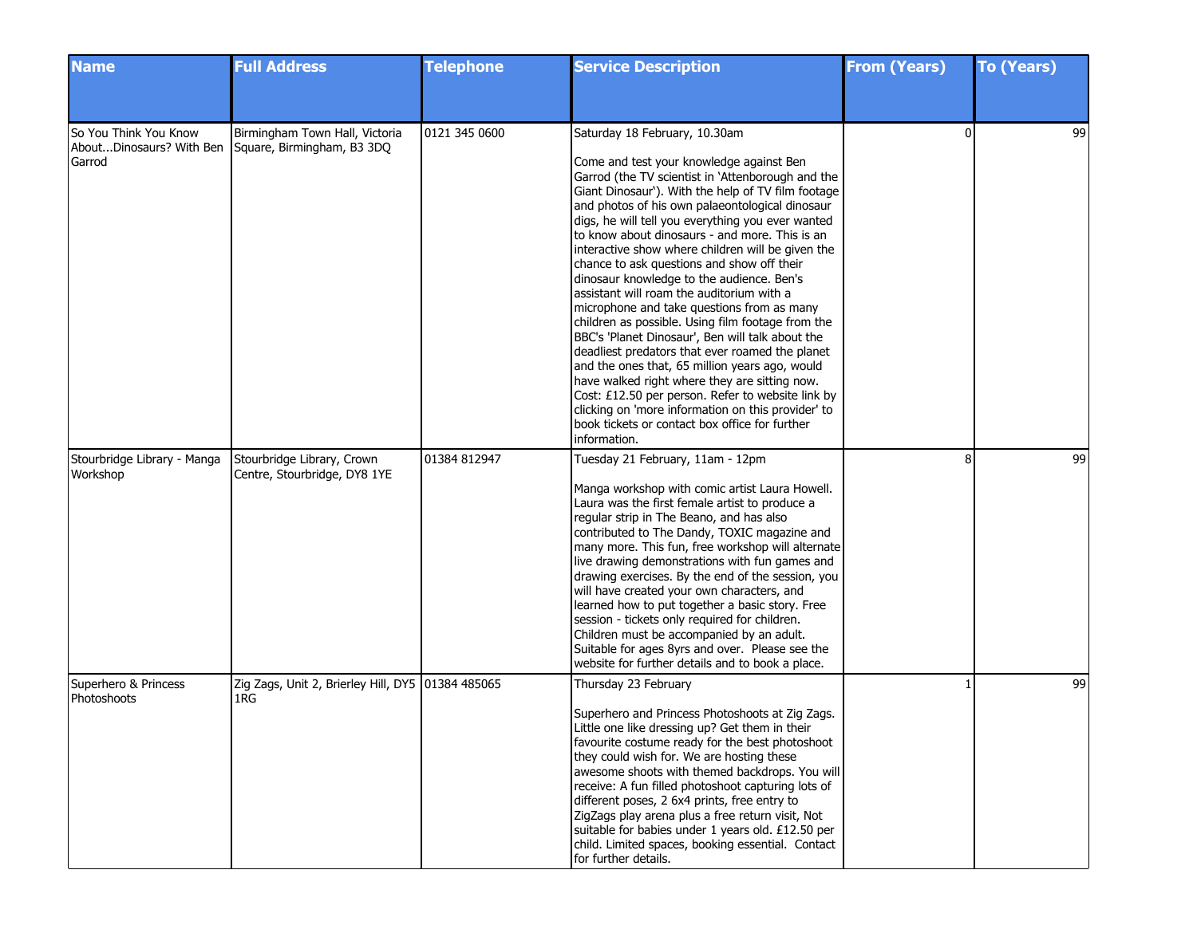| Name | Full Address | Telephone | Service Description | From (Years) | To (Years) |
|---|---|---|---|---|---|
| So You Think You Know About...Dinosaurs? With Ben Garrod | Birmingham Town Hall, Victoria Square, Birmingham, B3 3DQ | 0121 345 0600 | Saturday 18 February, 10.30am<br><br>Come and test your knowledge against Ben Garrod (the TV scientist in 'Attenborough and the Giant Dinosaur'). With the help of TV film footage and photos of his own palaeontological dinosaur digs, he will tell you everything you ever wanted to know about dinosaurs - and more. This is an interactive show where children will be given the chance to ask questions and show off their dinosaur knowledge to the audience. Ben's assistant will roam the auditorium with a microphone and take questions from as many children as possible. Using film footage from the BBC's 'Planet Dinosaur', Ben will talk about the deadliest predators that ever roamed the planet and the ones that, 65 million years ago, would have walked right where they are sitting now. Cost: £12.50 per person. Refer to website link by clicking on 'more information on this provider' to book tickets or contact box office for further information. | 0 | 99 |
| Stourbridge Library - Manga Workshop | Stourbridge Library, Crown Centre, Stourbridge, DY8 1YE | 01384 812947 | Tuesday 21 February, 11am - 12pm<br><br>Manga workshop with comic artist Laura Howell. Laura was the first female artist to produce a regular strip in The Beano, and has also contributed to The Dandy, TOXIC magazine and many more. This fun, free workshop will alternate live drawing demonstrations with fun games and drawing exercises. By the end of the session, you will have created your own characters, and learned how to put together a basic story. Free session - tickets only required for children. Children must be accompanied by an adult. Suitable for ages 8yrs and over. Please see the website for further details and to book a place. | 8 | 99 |
| Superhero & Princess Photoshoots | Zig Zags, Unit 2, Brierley Hill, DY5 1RG | 01384 485065 | Thursday 23 February<br><br>Superhero and Princess Photoshoots at Zig Zags. Little one like dressing up? Get them in their favourite costume ready for the best photoshoot they could wish for. We are hosting these awesome shoots with themed backdrops. You will receive: A fun filled photoshoot capturing lots of different poses, 2 6x4 prints, free entry to ZigZags play arena plus a free return visit, Not suitable for babies under 1 years old. £12.50 per child. Limited spaces, booking essential. Contact for further details. | 1 | 99 |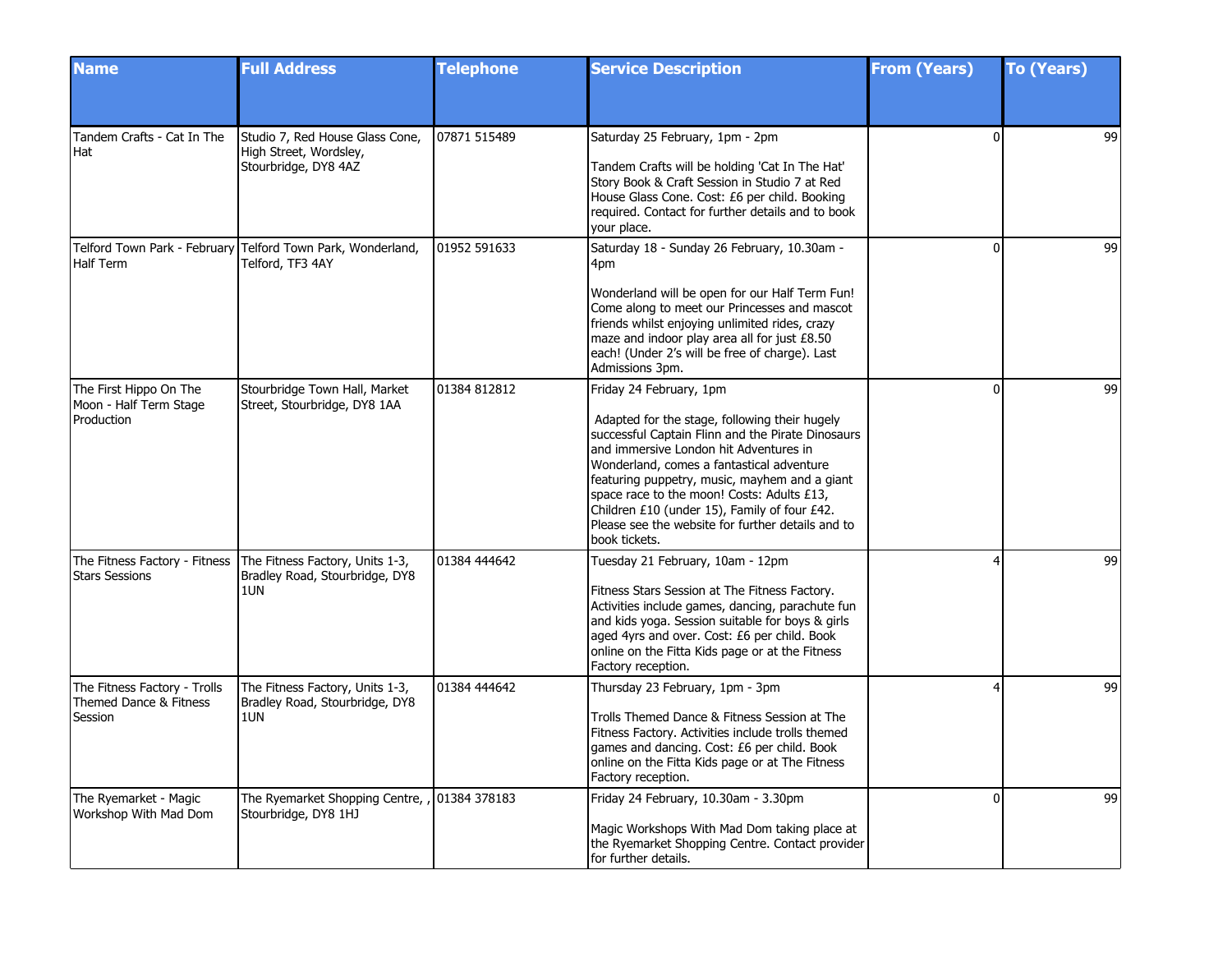| Name | Full Address | Telephone | Service Description | From (Years) | To (Years) |
| --- | --- | --- | --- | --- | --- |
| Tandem Crafts - Cat In The Hat | Studio 7, Red House Glass Cone, High Street, Wordsley, Stourbridge, DY8 4AZ | 07871 515489 | Saturday 25 February, 1pm - 2pm<br><br>Tandem Crafts will be holding 'Cat In The Hat' Story Book & Craft Session in Studio 7 at Red House Glass Cone. Cost: £6 per child. Booking required. Contact for further details and to book your place. | 0 | 99 |
| Telford Town Park - February Half Term | Telford Town Park, Wonderland, Telford, TF3 4AY | 01952 591633 | Saturday 18 - Sunday 26 February, 10.30am - 4pm<br><br>Wonderland will be open for our Half Term Fun! Come along to meet our Princesses and mascot friends whilst enjoying unlimited rides, crazy maze and indoor play area all for just £8.50 each! (Under 2's will be free of charge). Last Admissions 3pm. | 0 | 99 |
| The First Hippo On The Moon - Half Term Stage Production | Stourbridge Town Hall, Market Street, Stourbridge, DY8 1AA | 01384 812812 | Friday 24 February, 1pm<br><br>Adapted for the stage, following their hugely successful Captain Flinn and the Pirate Dinosaurs and immersive London hit Adventures in Wonderland, comes a fantastical adventure featuring puppetry, music, mayhem and a giant space race to the moon! Costs: Adults £13, Children £10 (under 15), Family of four £42. Please see the website for further details and to book tickets. | 0 | 99 |
| The Fitness Factory - Fitness Stars Sessions | The Fitness Factory, Units 1-3, Bradley Road, Stourbridge, DY8 1UN | 01384 444642 | Tuesday 21 February, 10am - 12pm<br><br>Fitness Stars Session at The Fitness Factory. Activities include games, dancing, parachute fun and kids yoga. Session suitable for boys & girls aged 4yrs and over. Cost: £6 per child. Book online on the Fitta Kids page or at the Fitness Factory reception. | 4 | 99 |
| The Fitness Factory - Trolls Themed Dance & Fitness Session | The Fitness Factory, Units 1-3, Bradley Road, Stourbridge, DY8 1UN | 01384 444642 | Thursday 23 February, 1pm - 3pm<br><br>Trolls Themed Dance & Fitness Session at The Fitness Factory. Activities include trolls themed games and dancing. Cost: £6 per child. Book online on the Fitta Kids page or at The Fitness Factory reception. | 4 | 99 |
| The Ryemarket - Magic Workshop With Mad Dom | The Ryemarket Shopping Centre, , Stourbridge, DY8 1HJ | 01384 378183 | Friday 24 February, 10.30am - 3.30pm<br><br>Magic Workshops With Mad Dom taking place at the Ryemarket Shopping Centre. Contact provider for further details. | 0 | 99 |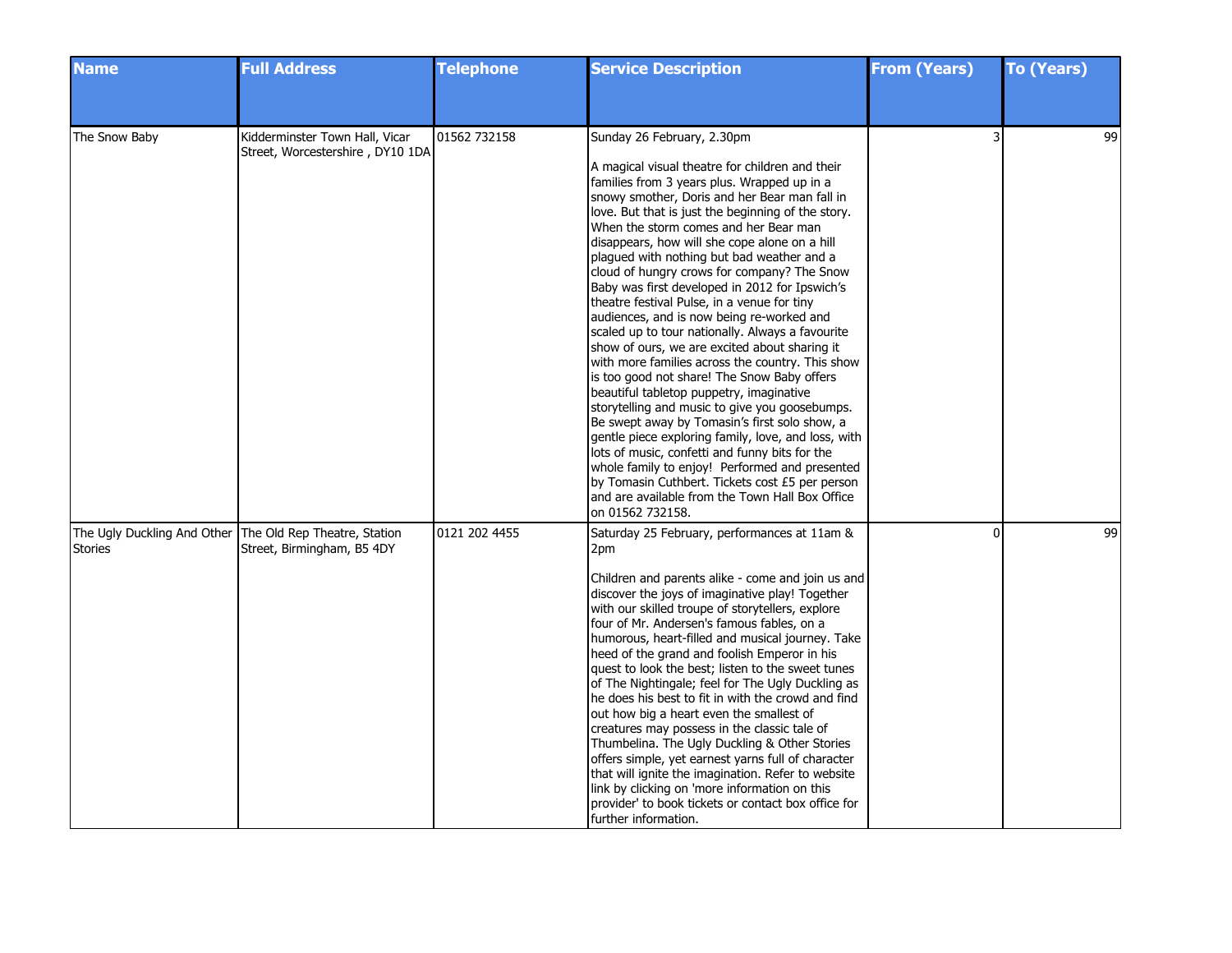| Name | Full Address | Telephone | Service Description | From (Years) | To (Years) |
|---|---|---|---|---|---|
| The Snow Baby | Kidderminster Town Hall, Vicar Street, Worcestershire , DY10 1DA | 01562 732158 | Sunday 26 February, 2.30pm<br><br>A magical visual theatre for children and their families from 3 years plus. Wrapped up in a snowy smother, Doris and her Bear man fall in love. But that is just the beginning of the story. When the storm comes and her Bear man disappears, how will she cope alone on a hill plagued with nothing but bad weather and a cloud of hungry crows for company? The Snow Baby was first developed in 2012 for Ipswich's theatre festival Pulse, in a venue for tiny audiences, and is now being re-worked and scaled up to tour nationally. Always a favourite show of ours, we are excited about sharing it with more families across the country. This show is too good not share! The Snow Baby offers beautiful tabletop puppetry, imaginative storytelling and music to give you goosebumps. Be swept away by Tomasin's first solo show, a gentle piece exploring family, love, and loss, with lots of music, confetti and funny bits for the whole family to enjoy! Performed and presented by Tomasin Cuthbert. Tickets cost £5 per person and are available from the Town Hall Box Office on 01562 732158. | 3 | 99 |
| The Ugly Duckling And Other Stories | The Old Rep Theatre, Station Street, Birmingham, B5 4DY | 0121 202 4455 | Saturday 25 February, performances at 11am & 2pm<br><br>Children and parents alike - come and join us and discover the joys of imaginative play! Together with our skilled troupe of storytellers, explore four of Mr. Andersen's famous fables, on a humorous, heart-filled and musical journey. Take heed of the grand and foolish Emperor in his quest to look the best; listen to the sweet tunes of The Nightingale; feel for The Ugly Duckling as he does his best to fit in with the crowd and find out how big a heart even the smallest of creatures may possess in the classic tale of Thumbelina. The Ugly Duckling & Other Stories offers simple, yet earnest yarns full of character that will ignite the imagination. Refer to website link by clicking on 'more information on this provider' to book tickets or contact box office for further information. | 0 | 99 |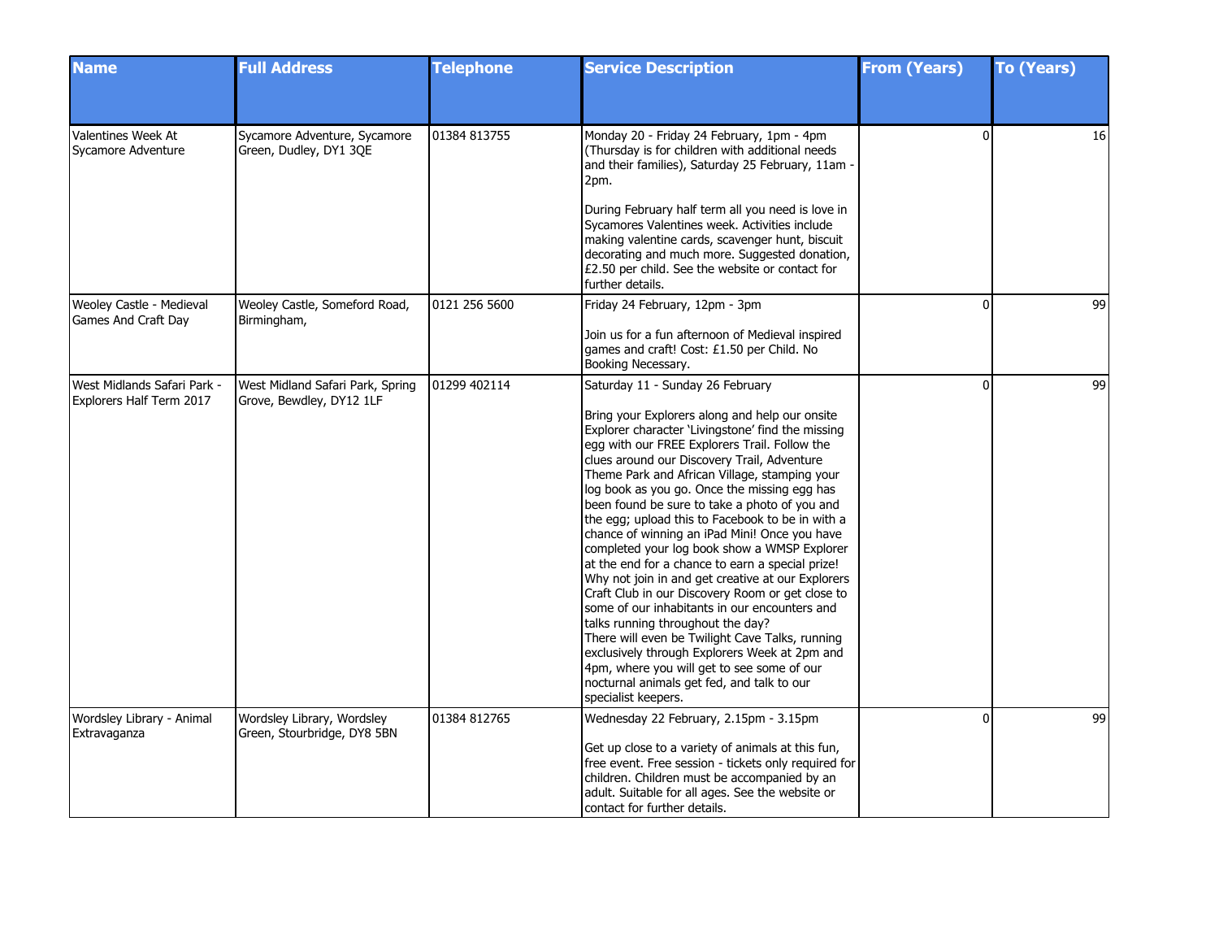| Name | Full Address | Telephone | Service Description | From (Years) | To (Years) |
| --- | --- | --- | --- | --- | --- |
| Valentines Week At Sycamore Adventure | Sycamore Adventure, Sycamore Green, Dudley, DY1 3QE | 01384 813755 | Monday 20 - Friday 24 February, 1pm - 4pm (Thursday is for children with additional needs and their families), Saturday 25 February, 11am - 2pm.<br><br>During February half term all you need is love in Sycamores Valentines week. Activities include making valentine cards, scavenger hunt, biscuit decorating and much more. Suggested donation, £2.50 per child. See the website or contact for further details. | 0 | 16 |
| Weoley Castle - Medieval Games And Craft Day | Weoley Castle, Someford Road, Birmingham, | 0121 256 5600 | Friday 24 February, 12pm - 3pm<br><br>Join us for a fun afternoon of Medieval inspired games and craft! Cost: £1.50 per Child. No Booking Necessary. | 0 | 99 |
| West Midlands Safari Park - Explorers Half Term 2017 | West Midland Safari Park, Spring Grove, Bewdley, DY12 1LF | 01299 402114 | Saturday 11 - Sunday 26 February<br><br>Bring your Explorers along and help our onsite Explorer character 'Livingstone' find the missing egg with our FREE Explorers Trail. Follow the clues around our Discovery Trail, Adventure Theme Park and African Village, stamping your log book as you go. Once the missing egg has been found be sure to take a photo of you and the egg; upload this to Facebook to be in with a chance of winning an iPad Mini! Once you have completed your log book show a WMSP Explorer at the end for a chance to earn a special prize! Why not join in and get creative at our Explorers Craft Club in our Discovery Room or get close to some of our inhabitants in our encounters and talks running throughout the day?<br>There will even be Twilight Cave Talks, running exclusively through Explorers Week at 2pm and 4pm, where you will get to see some of our nocturnal animals get fed, and talk to our specialist keepers. | 0 | 99 |
| Wordsley Library - Animal Extravaganza | Wordsley Library, Wordsley Green, Stourbridge, DY8 5BN | 01384 812765 | Wednesday 22 February, 2.15pm - 3.15pm<br><br>Get up close to a variety of animals at this fun, free event. Free session - tickets only required for children. Children must be accompanied by an adult. Suitable for all ages. See the website or contact for further details. | 0 | 99 |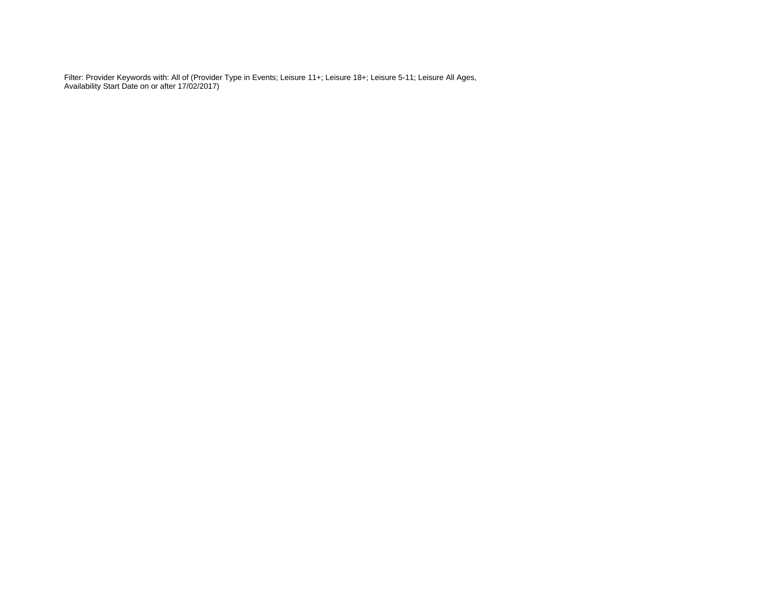Filter: Provider Keywords with: All of (Provider Type in Events; Leisure 11+; Leisure 18+; Leisure 5-11; Leisure All Ages, Availability Start Date on or after 17/02/2017)